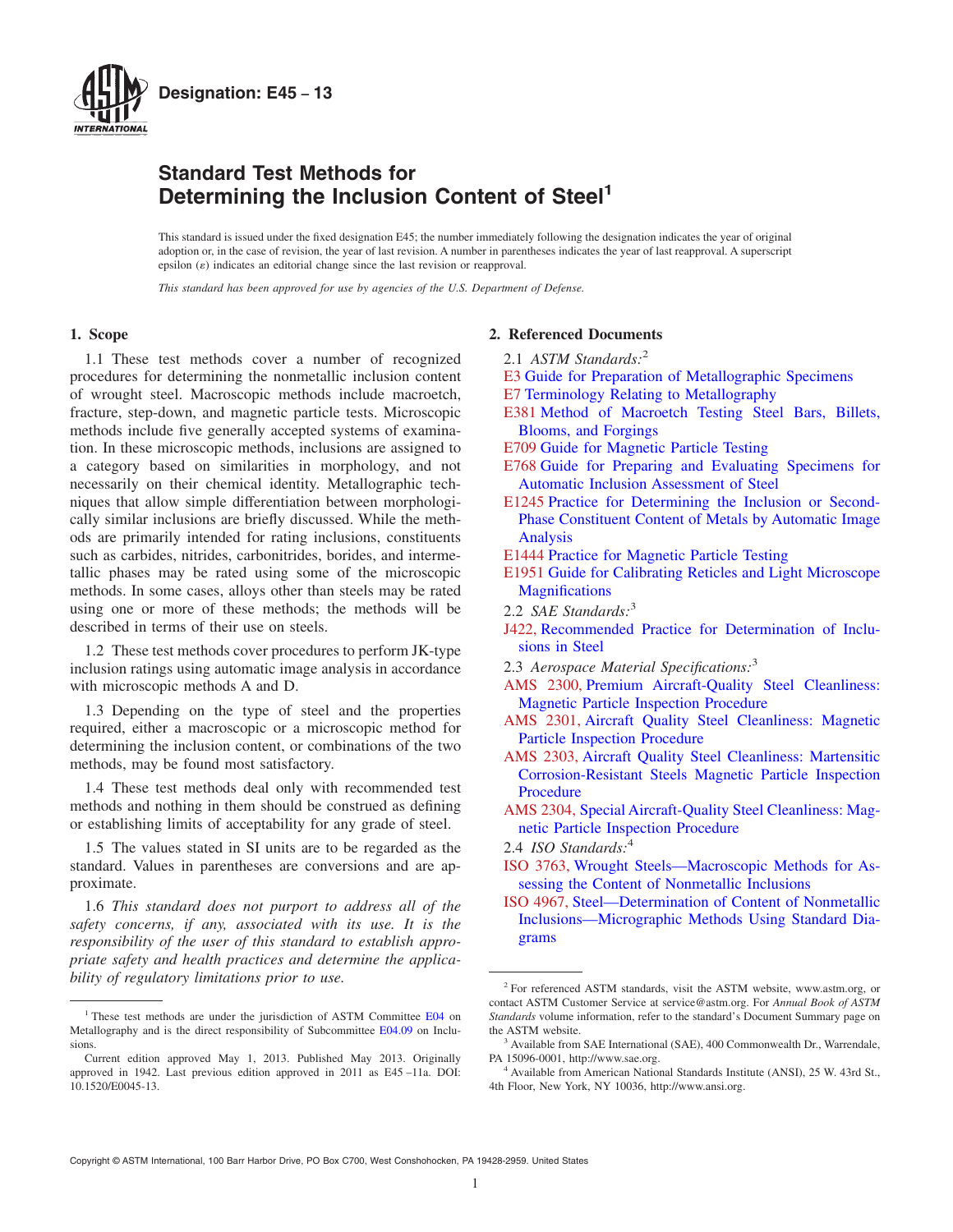**Designation: E45 − 13**

# Standard Test Methods for Determining the Inclusion Content of Steel[1]

This standard is issued under the fixed designation E45; the number immediately following the designation indicates the year of original adoption or, in the case of revision, the year of last revision. A number in parentheses indicates the year of last reapproval. A superscript epsilon (ε) indicates an editorial change since the last revision or reapproval.

*This standard has been approved for use by agencies of the U.S. Department of Defense.*

## 1. Scope

1.1 These test methods cover a number of recognized procedures for determining the nonmetallic inclusion content of wrought steel. Macroscopic methods include macroetch, fracture, step-down, and magnetic particle tests. Microscopic methods include five generally accepted systems of examination. In these microscopic methods, inclusions are assigned to a category based on similarities in morphology, and not necessarily on their chemical identity. Metallographic techniques that allow simple differentiation between morphologically similar inclusions are briefly discussed. While the methods are primarily intended for rating inclusions, constituents such as carbides, nitrides, carbonitrides, borides, and intermetallic phases may be rated using some of the microscopic methods. In some cases, alloys other than steels may be rated using one or more of these methods; the methods will be described in terms of their use on steels.

1.2 These test methods cover procedures to perform JK-type inclusion ratings using automatic image analysis in accordance with microscopic methods A and D.

1.3 Depending on the type of steel and the properties required, either a macroscopic or a microscopic method for determining the inclusion content, or combinations of the two methods, may be found most satisfactory.

1.4 These test methods deal only with recommended test methods and nothing in them should be construed as defining or establishing limits of acceptability for any grade of steel.

1.5 The values stated in SI units are to be regarded as the standard. Values in parentheses are conversions and are approximate.

1.6 *This standard does not purport to address all of the safety concerns, if any, associated with its use. It is the responsibility of the user of this standard to establish appropriate safety and health practices and determine the applicability of regulatory limitations prior to use.*

## 2. Referenced Documents

2.1 *ASTM Standards:*[2]

E3 Guide for Preparation of Metallographic Specimens

E7 Terminology Relating to Metallography

E381 Method of Macroetch Testing Steel Bars, Billets, Blooms, and Forgings

E709 Guide for Magnetic Particle Testing

E768 Guide for Preparing and Evaluating Specimens for Automatic Inclusion Assessment of Steel

E1245 Practice for Determining the Inclusion or Second-Phase Constituent Content of Metals by Automatic Image Analysis

E1444 Practice for Magnetic Particle Testing

E1951 Guide for Calibrating Reticles and Light Microscope Magnifications

2.2 *SAE Standards:*[3]

J422, Recommended Practice for Determination of Inclusions in Steel

2.3 *Aerospace Material Specifications:*[3]

AMS 2300, Premium Aircraft-Quality Steel Cleanliness: Magnetic Particle Inspection Procedure

AMS 2301, Aircraft Quality Steel Cleanliness: Magnetic Particle Inspection Procedure

AMS 2303, Aircraft Quality Steel Cleanliness: Martensitic Corrosion-Resistant Steels Magnetic Particle Inspection Procedure

AMS 2304, Special Aircraft-Quality Steel Cleanliness: Magnetic Particle Inspection Procedure

2.4 *ISO Standards:*[4]

ISO 3763, Wrought Steels—Macroscopic Methods for Assessing the Content of Nonmetallic Inclusions

ISO 4967, Steel—Determination of Content of Nonmetallic Inclusions—Micrographic Methods Using Standard Diagrams

---

[1] These test methods are under the jurisdiction of ASTM Committee E04 on Metallography and is the direct responsibility of Subcommittee E04.09 on Inclusions.

Current edition approved May 1, 2013. Published May 2013. Originally approved in 1942. Last previous edition approved in 2011 as E45 –11a. DOI: 10.1520/E0045-13.

[2] For referenced ASTM standards, visit the ASTM website, www.astm.org, or contact ASTM Customer Service at service@astm.org. For *Annual Book of ASTM Standards* volume information, refer to the standard's Document Summary page on the ASTM website.

[3] Available from SAE International (SAE), 400 Commonwealth Dr., Warrendale, PA 15096-0001, http://www.sae.org.

[4] Available from American National Standards Institute (ANSI), 25 W. 43rd St., 4th Floor, New York, NY 10036, http://www.ansi.org.

Copyright © ASTM International, 100 Barr Harbor Drive, PO Box C700, West Conshohocken, PA 19428-2959. United States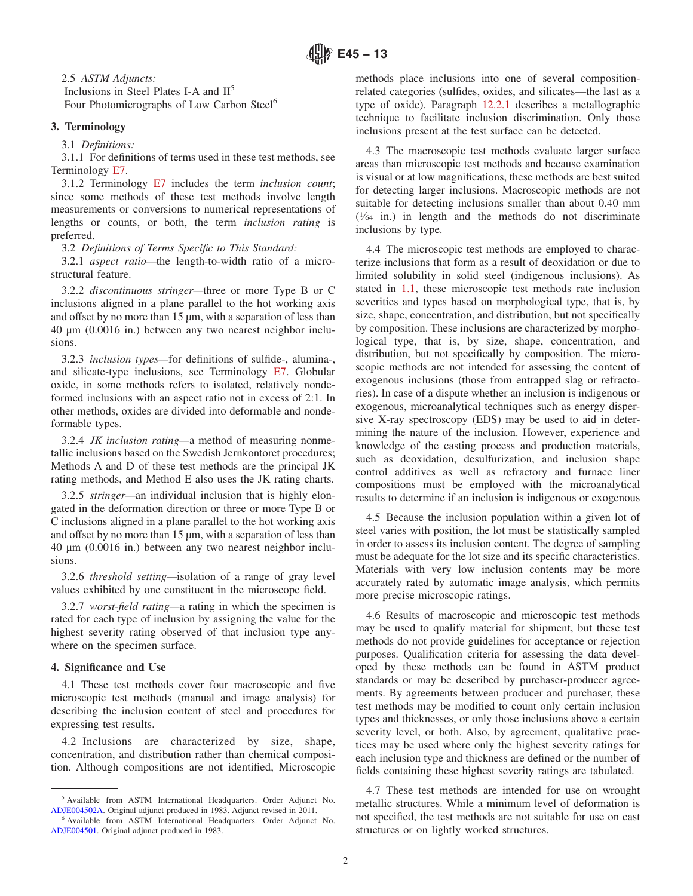2.5 *ASTM Adjuncts:*

Inclusions in Steel Plates I-A and II[5]

Four Photomicrographs of Low Carbon Steel[6]

## 3. Terminology

3.1 *Definitions:*

3.1.1 For definitions of terms used in these test methods, see Terminology E7.

3.1.2 Terminology E7 includes the term *inclusion count*; since some methods of these test methods involve length measurements or conversions to numerical representations of lengths or counts, or both, the term *inclusion rating* is preferred.

3.2 *Definitions of Terms Specific to This Standard:*

3.2.1 *aspect ratio*—the length-to-width ratio of a microstructural feature.

3.2.2 *discontinuous stringer*—three or more Type B or C inclusions aligned in a plane parallel to the hot working axis and offset by no more than 15 µm, with a separation of less than 40 µm (0.0016 in.) between any two nearest neighbor inclusions.

3.2.3 *inclusion types*—for definitions of sulfide-, alumina-, and silicate-type inclusions, see Terminology E7. Globular oxide, in some methods refers to isolated, relatively nondeformed inclusions with an aspect ratio not in excess of 2:1. In other methods, oxides are divided into deformable and nondeformable types.

3.2.4 *JK inclusion rating*—a method of measuring nonmetallic inclusions based on the Swedish Jernkontoret procedures; Methods A and D of these test methods are the principal JK rating methods, and Method E also uses the JK rating charts.

3.2.5 *stringer*—an individual inclusion that is highly elongated in the deformation direction or three or more Type B or C inclusions aligned in a plane parallel to the hot working axis and offset by no more than 15 µm, with a separation of less than 40 µm (0.0016 in.) between any two nearest neighbor inclusions.

3.2.6 *threshold setting*—isolation of a range of gray level values exhibited by one constituent in the microscope field.

3.2.7 *worst-field rating*—a rating in which the specimen is rated for each type of inclusion by assigning the value for the highest severity rating observed of that inclusion type anywhere on the specimen surface.

## 4. Significance and Use

4.1 These test methods cover four macroscopic and five microscopic test methods (manual and image analysis) for describing the inclusion content of steel and procedures for expressing test results.

4.2 Inclusions are characterized by size, shape, concentration, and distribution rather than chemical composition. Although compositions are not identified, Microscopic methods place inclusions into one of several composition-related categories (sulfides, oxides, and silicates—the last as a type of oxide). Paragraph 12.2.1 describes a metallographic technique to facilitate inclusion discrimination. Only those inclusions present at the test surface can be detected.

4.3 The macroscopic test methods evaluate larger surface areas than microscopic test methods and because examination is visual or at low magnifications, these methods are best suited for detecting larger inclusions. Macroscopic methods are not suitable for detecting inclusions smaller than about 0.40 mm (1⁄64 in.) in length and the methods do not discriminate inclusions by type.

4.4 The microscopic test methods are employed to characterize inclusions that form as a result of deoxidation or due to limited solubility in solid steel (indigenous inclusions). As stated in 1.1, these microscopic test methods rate inclusion severities and types based on morphological type, that is, by size, shape, concentration, and distribution, but not specifically by composition. These inclusions are characterized by morphological type, that is, by size, shape, concentration, and distribution, but not specifically by composition. The microscopic methods are not intended for assessing the content of exogenous inclusions (those from entrapped slag or refractories). In case of a dispute whether an inclusion is indigenous or exogenous, microanalytical techniques such as energy dispersive X-ray spectroscopy (EDS) may be used to aid in determining the nature of the inclusion. However, experience and knowledge of the casting process and production materials, such as deoxidation, desulfurization, and inclusion shape control additives as well as refractory and furnace liner compositions must be employed with the microanalytical results to determine if an inclusion is indigenous or exogenous

4.5 Because the inclusion population within a given lot of steel varies with position, the lot must be statistically sampled in order to assess its inclusion content. The degree of sampling must be adequate for the lot size and its specific characteristics. Materials with very low inclusion contents may be more accurately rated by automatic image analysis, which permits more precise microscopic ratings.

4.6 Results of macroscopic and microscopic test methods may be used to qualify material for shipment, but these test methods do not provide guidelines for acceptance or rejection purposes. Qualification criteria for assessing the data developed by these methods can be found in ASTM product standards or may be described by purchaser-producer agreements. By agreements between producer and purchaser, these test methods may be modified to count only certain inclusion types and thicknesses, or only those inclusions above a certain severity level, or both. Also, by agreement, qualitative practices may be used where only the highest severity ratings for each inclusion type and thickness are defined or the number of fields containing these highest severity ratings are tabulated.

4.7 These test methods are intended for use on wrought metallic structures. While a minimum level of deformation is not specified, the test methods are not suitable for use on cast structures or on lightly worked structures.

---

[5] Available from ASTM International Headquarters. Order Adjunct No. ADJE004502A. Original adjunct produced in 1983. Adjunct revised in 2011.

[6] Available from ASTM International Headquarters. Order Adjunct No. ADJE004501. Original adjunct produced in 1983.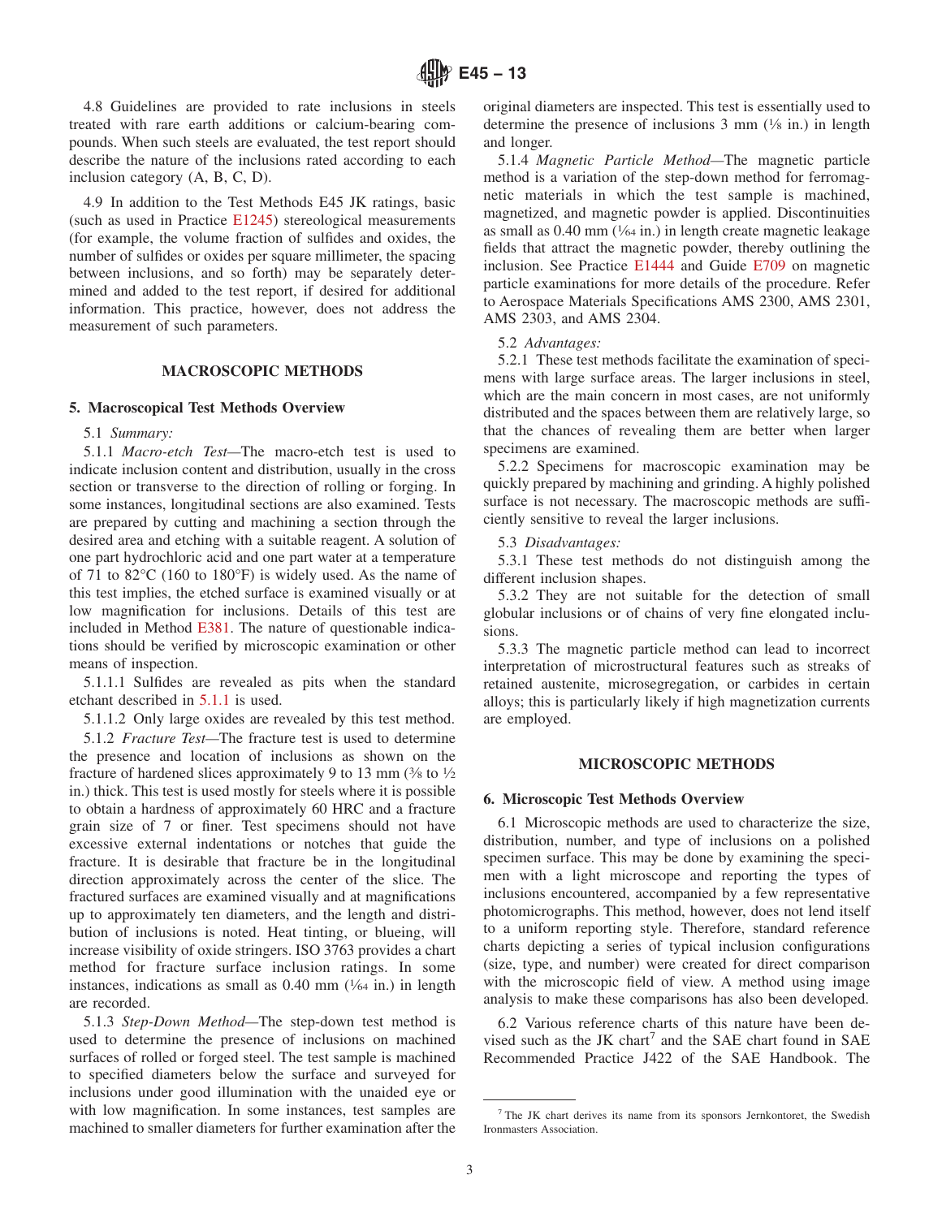4.8 Guidelines are provided to rate inclusions in steels treated with rare earth additions or calcium-bearing compounds. When such steels are evaluated, the test report should describe the nature of the inclusions rated according to each inclusion category (A, B, C, D).

4.9 In addition to the Test Methods E45 JK ratings, basic (such as used in Practice E1245) stereological measurements (for example, the volume fraction of sulfides and oxides, the number of sulfides or oxides per square millimeter, the spacing between inclusions, and so forth) may be separately determined and added to the test report, if desired for additional information. This practice, however, does not address the measurement of such parameters.

## MACROSCOPIC METHODS

### 5. Macroscopical Test Methods Overview

5.1 *Summary:*

5.1.1 *Macro-etch Test*—The macro-etch test is used to indicate inclusion content and distribution, usually in the cross section or transverse to the direction of rolling or forging. In some instances, longitudinal sections are also examined. Tests are prepared by cutting and machining a section through the desired area and etching with a suitable reagent. A solution of one part hydrochloric acid and one part water at a temperature of 71 to 82°C (160 to 180°F) is widely used. As the name of this test implies, the etched surface is examined visually or at low magnification for inclusions. Details of this test are included in Method E381. The nature of questionable indications should be verified by microscopic examination or other means of inspection.

5.1.1.1 Sulfides are revealed as pits when the standard etchant described in 5.1.1 is used.

5.1.1.2 Only large oxides are revealed by this test method.

5.1.2 *Fracture Test*—The fracture test is used to determine the presence and location of inclusions as shown on the fracture of hardened slices approximately 9 to 13 mm (3⁄8 to 1⁄2 in.) thick. This test is used mostly for steels where it is possible to obtain a hardness of approximately 60 HRC and a fracture grain size of 7 or finer. Test specimens should not have excessive external indentations or notches that guide the fracture. It is desirable that fracture be in the longitudinal direction approximately across the center of the slice. The fractured surfaces are examined visually and at magnifications up to approximately ten diameters, and the length and distribution of inclusions is noted. Heat tinting, or blueing, will increase visibility of oxide stringers. ISO 3763 provides a chart method for fracture surface inclusion ratings. In some instances, indications as small as 0.40 mm (1⁄64 in.) in length are recorded.

5.1.3 *Step-Down Method*—The step-down test method is used to determine the presence of inclusions on machined surfaces of rolled or forged steel. The test sample is machined to specified diameters below the surface and surveyed for inclusions under good illumination with the unaided eye or with low magnification. In some instances, test samples are machined to smaller diameters for further examination after the original diameters are inspected. This test is essentially used to determine the presence of inclusions 3 mm (1⁄8 in.) in length and longer.

5.1.4 *Magnetic Particle Method*—The magnetic particle method is a variation of the step-down method for ferromagnetic materials in which the test sample is machined, magnetized, and magnetic powder is applied. Discontinuities as small as 0.40 mm (1⁄64 in.) in length create magnetic leakage fields that attract the magnetic powder, thereby outlining the inclusion. See Practice E1444 and Guide E709 on magnetic particle examinations for more details of the procedure. Refer to Aerospace Materials Specifications AMS 2300, AMS 2301, AMS 2303, and AMS 2304.

5.2 *Advantages:*

5.2.1 These test methods facilitate the examination of specimens with large surface areas. The larger inclusions in steel, which are the main concern in most cases, are not uniformly distributed and the spaces between them are relatively large, so that the chances of revealing them are better when larger specimens are examined.

5.2.2 Specimens for macroscopic examination may be quickly prepared by machining and grinding. A highly polished surface is not necessary. The macroscopic methods are sufficiently sensitive to reveal the larger inclusions.

5.3 *Disadvantages:*

5.3.1 These test methods do not distinguish among the different inclusion shapes.

5.3.2 They are not suitable for the detection of small globular inclusions or of chains of very fine elongated inclusions.

5.3.3 The magnetic particle method can lead to incorrect interpretation of microstructural features such as streaks of retained austenite, microsegregation, or carbides in certain alloys; this is particularly likely if high magnetization currents are employed.

## MICROSCOPIC METHODS

### 6. Microscopic Test Methods Overview

6.1 Microscopic methods are used to characterize the size, distribution, number, and type of inclusions on a polished specimen surface. This may be done by examining the specimen with a light microscope and reporting the types of inclusions encountered, accompanied by a few representative photomicrographs. This method, however, does not lend itself to a uniform reporting style. Therefore, standard reference charts depicting a series of typical inclusion configurations (size, type, and number) were created for direct comparison with the microscopic field of view. A method using image analysis to make these comparisons has also been developed.

6.2 Various reference charts of this nature have been devised such as the JK chart[7] and the SAE chart found in SAE Recommended Practice J422 of the SAE Handbook. The

[7] The JK chart derives its name from its sponsors Jernkontoret, the Swedish Ironmasters Association.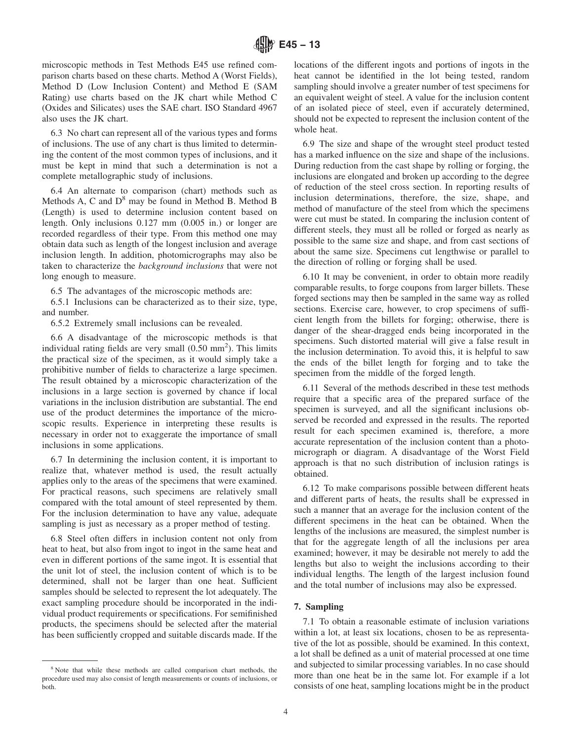microscopic methods in Test Methods E45 use refined comparison charts based on these charts. Method A (Worst Fields), Method D (Low Inclusion Content) and Method E (SAM Rating) use charts based on the JK chart while Method C (Oxides and Silicates) uses the SAE chart. ISO Standard 4967 also uses the JK chart.

6.3 No chart can represent all of the various types and forms of inclusions. The use of any chart is thus limited to determining the content of the most common types of inclusions, and it must be kept in mind that such a determination is not a complete metallographic study of inclusions.

6.4 An alternate to comparison (chart) methods such as Methods A, C and D[8] may be found in Method B. Method B (Length) is used to determine inclusion content based on length. Only inclusions 0.127 mm (0.005 in.) or longer are recorded regardless of their type. From this method one may obtain data such as length of the longest inclusion and average inclusion length. In addition, photomicrographs may also be taken to characterize the *background inclusions* that were not long enough to measure.

6.5 The advantages of the microscopic methods are:

6.5.1 Inclusions can be characterized as to their size, type, and number.

6.5.2 Extremely small inclusions can be revealed.

6.6 A disadvantage of the microscopic methods is that individual rating fields are very small (0.50 mm$^2$). This limits the practical size of the specimen, as it would simply take a prohibitive number of fields to characterize a large specimen. The result obtained by a microscopic characterization of the inclusions in a large section is governed by chance if local variations in the inclusion distribution are substantial. The end use of the product determines the importance of the microscopic results. Experience in interpreting these results is necessary in order not to exaggerate the importance of small inclusions in some applications.

6.7 In determining the inclusion content, it is important to realize that, whatever method is used, the result actually applies only to the areas of the specimens that were examined. For practical reasons, such specimens are relatively small compared with the total amount of steel represented by them. For the inclusion determination to have any value, adequate sampling is just as necessary as a proper method of testing.

6.8 Steel often differs in inclusion content not only from heat to heat, but also from ingot to ingot in the same heat and even in different portions of the same ingot. It is essential that the unit lot of steel, the inclusion content of which is to be determined, shall not be larger than one heat. Sufficient samples should be selected to represent the lot adequately. The exact sampling procedure should be incorporated in the individual product requirements or specifications. For semifinished products, the specimens should be selected after the material has been sufficiently cropped and suitable discards made. If the locations of the different ingots and portions of ingots in the heat cannot be identified in the lot being tested, random sampling should involve a greater number of test specimens for an equivalent weight of steel. A value for the inclusion content of an isolated piece of steel, even if accurately determined, should not be expected to represent the inclusion content of the whole heat.

6.9 The size and shape of the wrought steel product tested has a marked influence on the size and shape of the inclusions. During reduction from the cast shape by rolling or forging, the inclusions are elongated and broken up according to the degree of reduction of the steel cross section. In reporting results of inclusion determinations, therefore, the size, shape, and method of manufacture of the steel from which the specimens were cut must be stated. In comparing the inclusion content of different steels, they must all be rolled or forged as nearly as possible to the same size and shape, and from cast sections of about the same size. Specimens cut lengthwise or parallel to the direction of rolling or forging shall be used.

6.10 It may be convenient, in order to obtain more readily comparable results, to forge coupons from larger billets. These forged sections may then be sampled in the same way as rolled sections. Exercise care, however, to crop specimens of sufficient length from the billets for forging; otherwise, there is danger of the shear-dragged ends being incorporated in the specimens. Such distorted material will give a false result in the inclusion determination. To avoid this, it is helpful to saw the ends of the billet length for forging and to take the specimen from the middle of the forged length.

6.11 Several of the methods described in these test methods require that a specific area of the prepared surface of the specimen is surveyed, and all the significant inclusions observed be recorded and expressed in the results. The reported result for each specimen examined is, therefore, a more accurate representation of the inclusion content than a photomicrograph or diagram. A disadvantage of the Worst Field approach is that no such distribution of inclusion ratings is obtained.

6.12 To make comparisons possible between different heats and different parts of heats, the results shall be expressed in such a manner that an average for the inclusion content of the different specimens in the heat can be obtained. When the lengths of the inclusions are measured, the simplest number is that for the aggregate length of all the inclusions per area examined; however, it may be desirable not merely to add the lengths but also to weight the inclusions according to their individual lengths. The length of the largest inclusion found and the total number of inclusions may also be expressed.

## 7. Sampling

7.1 To obtain a reasonable estimate of inclusion variations within a lot, at least six locations, chosen to be as representative of the lot as possible, should be examined. In this context, a lot shall be defined as a unit of material processed at one time and subjected to similar processing variables. In no case should more than one heat be in the same lot. For example if a lot consists of one heat, sampling locations might be in the product

[8] Note that while these methods are called comparison chart methods, the procedure used may also consist of length measurements or counts of inclusions, or both.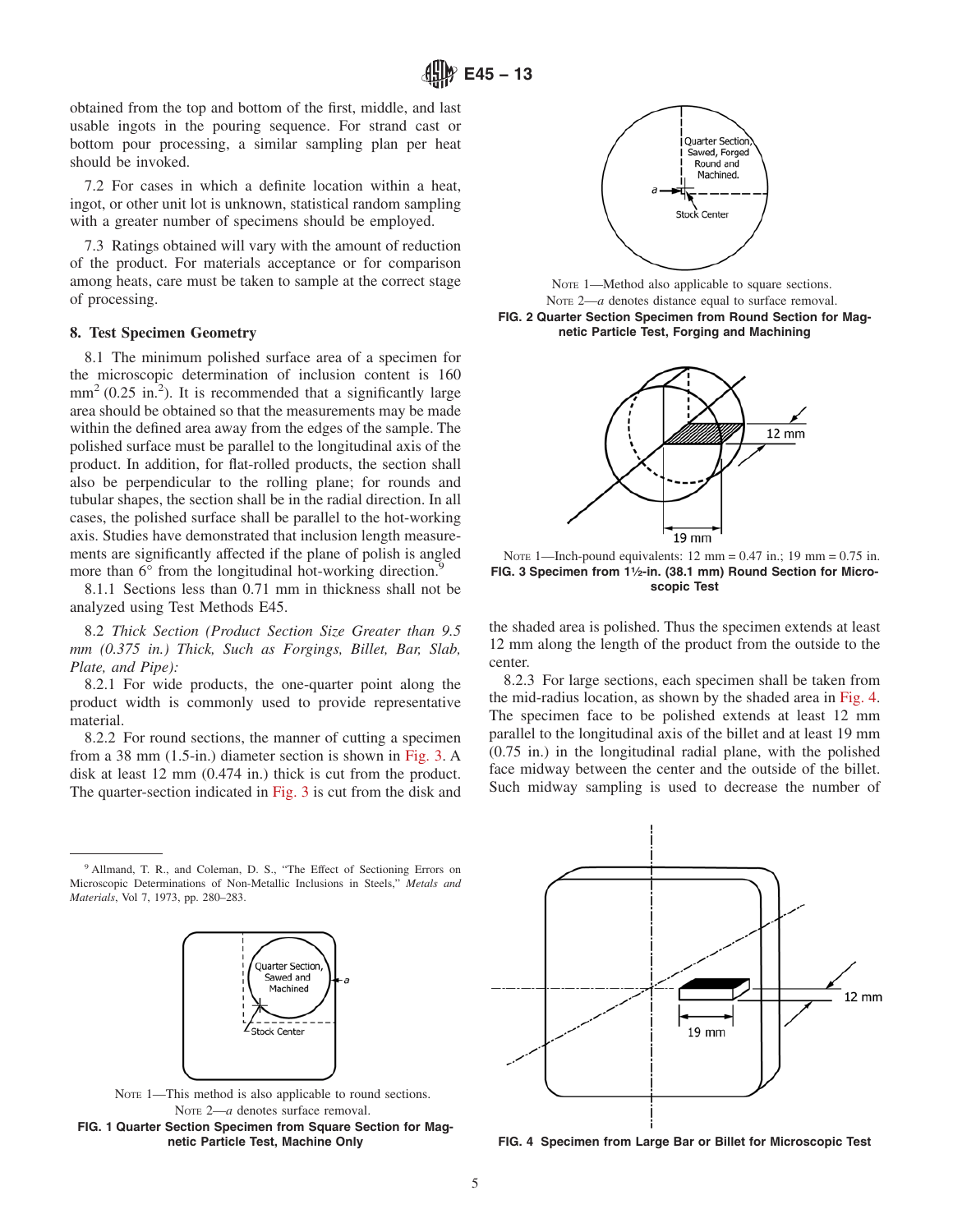obtained from the top and bottom of the first, middle, and last usable ingots in the pouring sequence. For strand cast or bottom pour processing, a similar sampling plan per heat should be invoked.

7.2 For cases in which a definite location within a heat, ingot, or other unit lot is unknown, statistical random sampling with a greater number of specimens should be employed.

7.3 Ratings obtained will vary with the amount of reduction of the product. For materials acceptance or for comparison among heats, care must be taken to sample at the correct stage of processing.

## 8. Test Specimen Geometry

8.1 The minimum polished surface area of a specimen for the microscopic determination of inclusion content is 160 mm$^2$ (0.25 in.$^2$). It is recommended that a significantly large area should be obtained so that the measurements may be made within the defined area away from the edges of the sample. The polished surface must be parallel to the longitudinal axis of the product. In addition, for flat-rolled products, the section shall also be perpendicular to the rolling plane; for rounds and tubular shapes, the section shall be in the radial direction. In all cases, the polished surface shall be parallel to the hot-working axis. Studies have demonstrated that inclusion length measurements are significantly affected if the plane of polish is angled more than 6° from the longitudinal hot-working direction.[9]

8.1.1 Sections less than 0.71 mm in thickness shall not be analyzed using Test Methods E45.

8.2 *Thick Section (Product Section Size Greater than 9.5 mm (0.375 in.) Thick, Such as Forgings, Billet, Bar, Slab, Plate, and Pipe):*

8.2.1 For wide products, the one-quarter point along the product width is commonly used to provide representative material.

8.2.2 For round sections, the manner of cutting a specimen from a 38 mm (1.5-in.) diameter section is shown in Fig. 3. A disk at least 12 mm (0.474 in.) thick is cut from the product. The quarter-section indicated in Fig. 3 is cut from the disk and the shaded area is polished. Thus the specimen extends at least 12 mm along the length of the product from the outside to the center.

8.2.3 For large sections, each specimen shall be taken from the mid-radius location, as shown by the shaded area in Fig. 4. The specimen face to be polished extends at least 12 mm parallel to the longitudinal axis of the billet and at least 19 mm (0.75 in.) in the longitudinal radial plane, with the polished face midway between the center and the outside of the billet. Such midway sampling is used to decrease the number of

NOTE 1—This method is also applicable to round sections.
NOTE 2—*a* denotes surface removal.

**FIG. 1 Quarter Section Specimen from Square Section for Magnetic Particle Test, Machine Only**

NOTE 1—Method also applicable to square sections.
NOTE 2—*a* denotes distance equal to surface removal.

**FIG. 2 Quarter Section Specimen from Round Section for Magnetic Particle Test, Forging and Machining**

NOTE 1—Inch-pound equivalents: 12 mm = 0.47 in.; 19 mm = 0.75 in.

**FIG. 3 Specimen from 1½-in. (38.1 mm) Round Section for Microscopic Test**

**FIG. 4 Specimen from Large Bar or Billet for Microscopic Test**

---

[9] Allmand, T. R., and Coleman, D. S., "The Effect of Sectioning Errors on Microscopic Determinations of Non-Metallic Inclusions in Steels," *Metals and Materials*, Vol 7, 1973, pp. 280–283.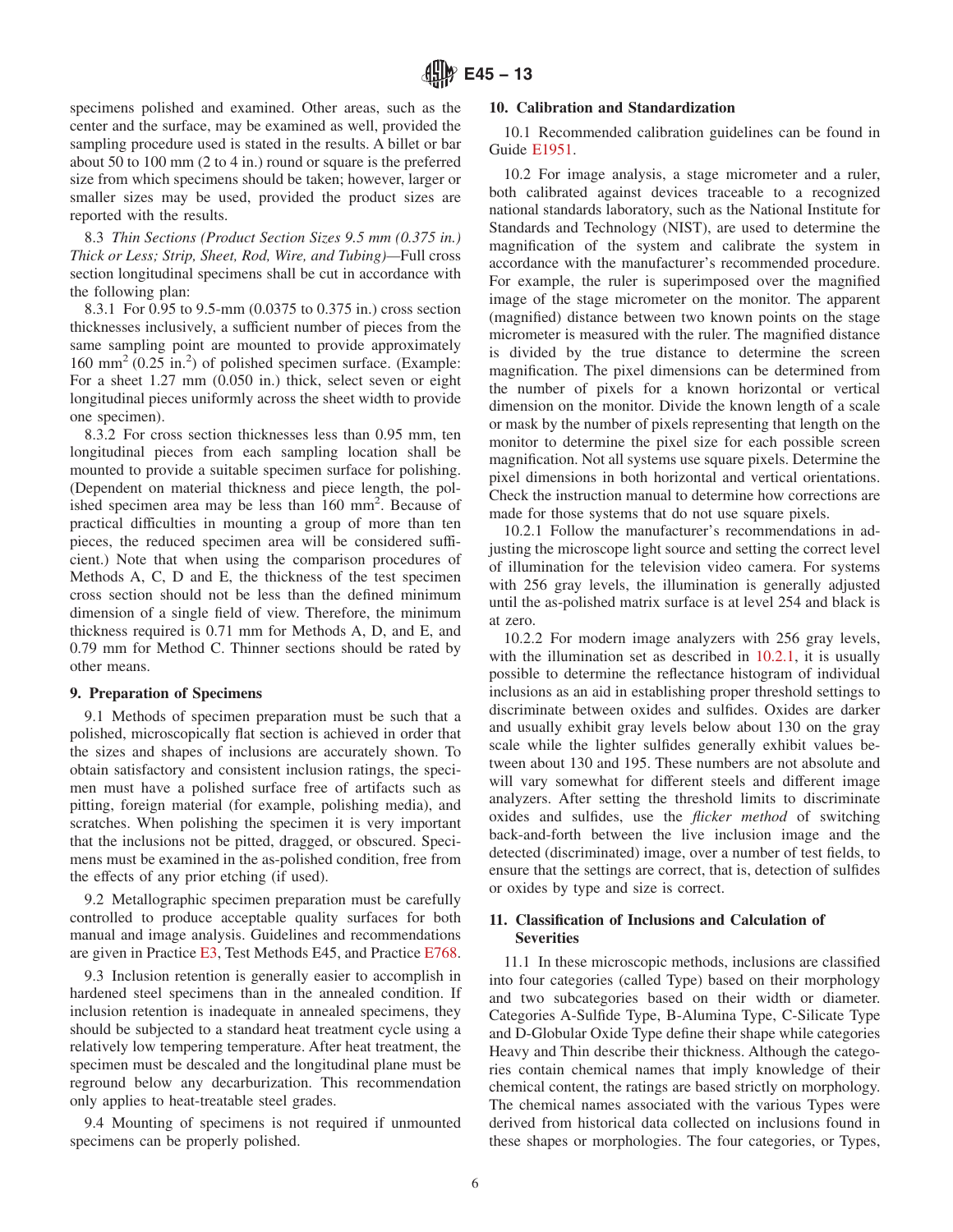specimens polished and examined. Other areas, such as the center and the surface, may be examined as well, provided the sampling procedure used is stated in the results. A billet or bar about 50 to 100 mm (2 to 4 in.) round or square is the preferred size from which specimens should be taken; however, larger or smaller sizes may be used, provided the product sizes are reported with the results.

8.3 *Thin Sections (Product Section Sizes 9.5 mm (0.375 in.) Thick or Less; Strip, Sheet, Rod, Wire, and Tubing)*—Full cross section longitudinal specimens shall be cut in accordance with the following plan:

8.3.1 For 0.95 to 9.5-mm (0.0375 to 0.375 in.) cross section thicknesses inclusively, a sufficient number of pieces from the same sampling point are mounted to provide approximately 160 $mm^2$ (0.25 $in.^2$) of polished specimen surface. (Example: For a sheet 1.27 mm (0.050 in.) thick, select seven or eight longitudinal pieces uniformly across the sheet width to provide one specimen).

8.3.2 For cross section thicknesses less than 0.95 mm, ten longitudinal pieces from each sampling location shall be mounted to provide a suitable specimen surface for polishing. (Dependent on material thickness and piece length, the polished specimen area may be less than 160 $mm^2$. Because of practical difficulties in mounting a group of more than ten pieces, the reduced specimen area will be considered sufficient.) Note that when using the comparison procedures of Methods A, C, D and E, the thickness of the test specimen cross section should not be less than the defined minimum dimension of a single field of view. Therefore, the minimum thickness required is 0.71 mm for Methods A, D, and E, and 0.79 mm for Method C. Thinner sections should be rated by other means.

## 9. Preparation of Specimens

9.1 Methods of specimen preparation must be such that a polished, microscopically flat section is achieved in order that the sizes and shapes of inclusions are accurately shown. To obtain satisfactory and consistent inclusion ratings, the specimen must have a polished surface free of artifacts such as pitting, foreign material (for example, polishing media), and scratches. When polishing the specimen it is very important that the inclusions not be pitted, dragged, or obscured. Specimens must be examined in the as-polished condition, free from the effects of any prior etching (if used).

9.2 Metallographic specimen preparation must be carefully controlled to produce acceptable quality surfaces for both manual and image analysis. Guidelines and recommendations are given in Practice E3, Test Methods E45, and Practice E768.

9.3 Inclusion retention is generally easier to accomplish in hardened steel specimens than in the annealed condition. If inclusion retention is inadequate in annealed specimens, they should be subjected to a standard heat treatment cycle using a relatively low tempering temperature. After heat treatment, the specimen must be descaled and the longitudinal plane must be reground below any decarburization. This recommendation only applies to heat-treatable steel grades.

9.4 Mounting of specimens is not required if unmounted specimens can be properly polished.

## 10. Calibration and Standardization

10.1 Recommended calibration guidelines can be found in Guide E1951.

10.2 For image analysis, a stage micrometer and a ruler, both calibrated against devices traceable to a recognized national standards laboratory, such as the National Institute for Standards and Technology (NIST), are used to determine the magnification of the system and calibrate the system in accordance with the manufacturer's recommended procedure. For example, the ruler is superimposed over the magnified image of the stage micrometer on the monitor. The apparent (magnified) distance between two known points on the stage micrometer is measured with the ruler. The magnified distance is divided by the true distance to determine the screen magnification. The pixel dimensions can be determined from the number of pixels for a known horizontal or vertical dimension on the monitor. Divide the known length of a scale or mask by the number of pixels representing that length on the monitor to determine the pixel size for each possible screen magnification. Not all systems use square pixels. Determine the pixel dimensions in both horizontal and vertical orientations. Check the instruction manual to determine how corrections are made for those systems that do not use square pixels.

10.2.1 Follow the manufacturer's recommendations in adjusting the microscope light source and setting the correct level of illumination for the television video camera. For systems with 256 gray levels, the illumination is generally adjusted until the as-polished matrix surface is at level 254 and black is at zero.

10.2.2 For modern image analyzers with 256 gray levels, with the illumination set as described in 10.2.1, it is usually possible to determine the reflectance histogram of individual inclusions as an aid in establishing proper threshold settings to discriminate between oxides and sulfides. Oxides are darker and usually exhibit gray levels below about 130 on the gray scale while the lighter sulfides generally exhibit values between about 130 and 195. These numbers are not absolute and will vary somewhat for different steels and different image analyzers. After setting the threshold limits to discriminate oxides and sulfides, use the *flicker method* of switching back-and-forth between the live inclusion image and the detected (discriminated) image, over a number of test fields, to ensure that the settings are correct, that is, detection of sulfides or oxides by type and size is correct.

## 11. Classification of Inclusions and Calculation of Severities

11.1 In these microscopic methods, inclusions are classified into four categories (called Type) based on their morphology and two subcategories based on their width or diameter. Categories A-Sulfide Type, B-Alumina Type, C-Silicate Type and D-Globular Oxide Type define their shape while categories Heavy and Thin describe their thickness. Although the categories contain chemical names that imply knowledge of their chemical content, the ratings are based strictly on morphology. The chemical names associated with the various Types were derived from historical data collected on inclusions found in these shapes or morphologies. The four categories, or Types,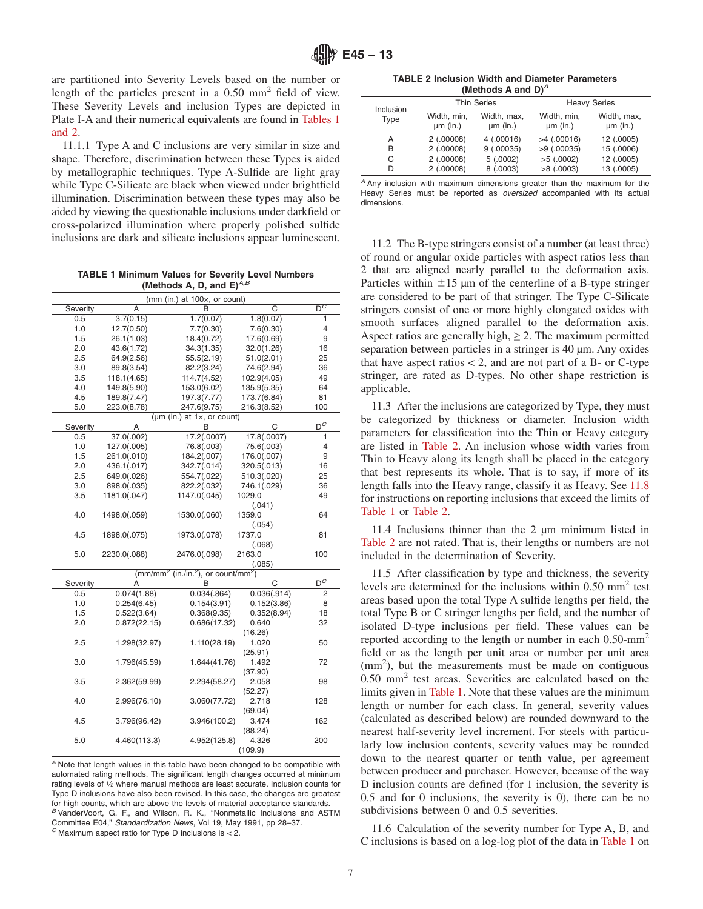are partitioned into Severity Levels based on the number or length of the particles present in a 0.50 mm$^2$ field of view. These Severity Levels and inclusion Types are depicted in Plate I-A and their numerical equivalents are found in Tables 1 and 2.

11.1.1 Type A and C inclusions are very similar in size and shape. Therefore, discrimination between these Types is aided by metallographic techniques. Type A-Sulfide are light gray while Type C-Silicate are black when viewed under brightfield illumination. Discrimination between these types may also be aided by viewing the questionable inclusions under darkfield or cross-polarized illumination where properly polished sulfide inclusions are dark and silicate inclusions appear luminescent.

**TABLE 1 Minimum Values for Severity Level Numbers (Methods A, D, and E)[A,B]**

| Severity | A | B | C | D[C] |
|---|---|---|---|---|
| | (mm (in.) at 100×, or count) | | | |
| 0.5 | 3.7(0.15) | 1.7(0.07) | 1.8(0.07) | 1 |
| 1.0 | 12.7(0.50) | 7.7(0.30) | 7.6(0.30) | 4 |
| 1.5 | 26.1(1.03) | 18.4(0.72) | 17.6(0.69) | 9 |
| 2.0 | 43.6(1.72) | 34.3(1.35) | 32.0(1.26) | 16 |
| 2.5 | 64.9(2.56) | 55.5(2.19) | 51.0(2.01) | 25 |
| 3.0 | 89.8(3.54) | 82.2(3.24) | 74.6(2.94) | 36 |
| 3.5 | 118.1(4.65) | 114.7(4.52) | 102.9(4.05) | 49 |
| 4.0 | 149.8(5.90) | 153.0(6.02) | 135.9(5.35) | 64 |
| 4.5 | 189.8(7.47) | 197.3(7.77) | 173.7(6.84) | 81 |
| 5.0 | 223.0(8.78) | 247.6(9.75) | 216.3(8.52) | 100 |
| | (µm (in.) at 1×, or count) | | | |
| Severity | A | B | C | D[C] |
| 0.5 | 37.0(.002) | 17.2(.0007) | 17.8(.0007) | 1 |
| 1.0 | 127.0(.005) | 76.8(.003) | 75.6(.003) | 4 |
| 1.5 | 261.0(.010) | 184.2(.007) | 176.0(.007) | 9 |
| 2.0 | 436.1(.017) | 342.7(.014) | 320.5(.013) | 16 |
| 2.5 | 649.0(.026) | 554.7(.022) | 510.3(.020) | 25 |
| 3.0 | 898.0(.035) | 822.2(.032) | 746.1(.029) | 36 |
| 3.5 | 1181.0(.047) | 1147.0(.045) | 1029.0 (.041) | 49 |
| 4.0 | 1498.0(.059) | 1530.0(.060) | 1359.0 (.054) | 64 |
| 4.5 | 1898.0(.075) | 1973.0(.078) | 1737.0 (.068) | 81 |
| 5.0 | 2230.0(.088) | 2476.0(.098) | 2163.0 (.085) | 100 |
| | (mm/mm$^2$ (in./in.$^2$), or count/mm$^2$) | | | |
| Severity | A | B | C | D[C] |
| 0.5 | 0.074(1.88) | 0.034(.864) | 0.036(.914) | 2 |
| 1.0 | 0.254(6.45) | 0.154(3.91) | 0.152(3.86) | 8 |
| 1.5 | 0.522(13.64) | 0.368(9.35) | 0.352(8.94) | 18 |
| 2.0 | 0.872(22.15) | 0.686(17.32) | 0.640 (16.26) | 32 |
| 2.5 | 1.298(32.97) | 1.110(28.19) | 1.020 (25.91) | 50 |
| 3.0 | 1.796(45.59) | 1.644(41.76) | 1.492 (37.90) | 72 |
| 3.5 | 2.362(59.99) | 2.294(58.27) | 2.058 (52.27) | 98 |
| 4.0 | 2.996(76.10) | 3.060(77.72) | 2.718 (69.04) | 128 |
| 4.5 | 3.796(96.42) | 3.946(100.2) | 3.474 (88.24) | 162 |
| 5.0 | 4.460(113.3) | 4.952(125.8) | 4.326 (109.9) | 200 |

[A] Note that length values in this table have been changed to be compatible with automated rating methods. The significant length changes occurred at minimum rating levels of ½ where manual methods are least accurate. Inclusion counts for Type D inclusions have also been revised. In this case, the changes are greatest for high counts, which are above the levels of material acceptance standards.
[B] VanderVoort, G. F., and Wilson, R. K., "Nonmetallic Inclusions and ASTM Committee E04," *Standardization News*, Vol 19, May 1991, pp 28–37.
[C] Maximum aspect ratio for Type D inclusions is < 2.

**TABLE 2 Inclusion Width and Diameter Parameters (Methods A and D)[A]**

| Inclusion Type | Thin Series | | Heavy Series | |
|---|---|---|---|---|
| | Width, min, µm (in.) | Width, max, µm (in.) | Width, min, µm (in.) | Width, max, µm (in.) |
| A | 2 (.00008) | 4 (.00016) | >4 (.00016) | 12 (.0005) |
| B | 2 (.00008) | 9 (.00035) | >9 (.00035) | 15 (.0006) |
| C | 2 (.00008) | 5 (.0002) | >5 (.0002) | 12 (.0005) |
| D | 2 (.00008) | 8 (.0003) | >8 (.0003) | 13 (.0005) |

[A] Any inclusion with maximum dimensions greater than the maximum for the Heavy Series must be reported as *oversized* accompanied with its actual dimensions.

11.2 The B-type stringers consist of a number (at least three) of round or angular oxide particles with aspect ratios less than 2 that are aligned nearly parallel to the deformation axis. Particles within ±15 µm of the centerline of a B-type stringer are considered to be part of that stringer. The Type C-Silicate stringers consist of one or more highly elongated oxides with smooth surfaces aligned parallel to the deformation axis. Aspect ratios are generally high, ≥ 2. The maximum permitted separation between particles in a stringer is 40 µm. Any oxides that have aspect ratios < 2, and are not part of a B- or C-type stringer, are rated as D-types. No other shape restriction is applicable.

11.3 After the inclusions are categorized by Type, they must be categorized by thickness or diameter. Inclusion width parameters for classification into the Thin or Heavy category are listed in Table 2. An inclusion whose width varies from Thin to Heavy along its length shall be placed in the category that best represents its whole. That is to say, if more of its length falls into the Heavy range, classify it as Heavy. See 11.8 for instructions on reporting inclusions that exceed the limits of Table 1 or Table 2.

11.4 Inclusions thinner than the 2 µm minimum listed in Table 2 are not rated. That is, their lengths or numbers are not included in the determination of Severity.

11.5 After classification by type and thickness, the severity levels are determined for the inclusions within 0.50 mm$^2$ test areas based upon the total Type A sulfide lengths per field, the total Type B or C stringer lengths per field, and the number of isolated D-type inclusions per field. These values can be reported according to the length or number in each 0.50-mm$^2$ field or as the length per unit area or number per unit area (mm$^2$), but the measurements must be made on contiguous 0.50 mm$^2$ test areas. Severities are calculated based on the limits given in Table 1. Note that these values are the minimum length or number for each class. In general, severity values (calculated as described below) are rounded downward to the nearest half-severity level increment. For steels with particularly low inclusion contents, severity values may be rounded down to the nearest quarter or tenth value, per agreement between producer and purchaser. However, because of the way D inclusion counts are defined (for 1 inclusion, the severity is 0.5 and for 0 inclusions, the severity is 0), there can be no subdivisions between 0 and 0.5 severities.

11.6 Calculation of the severity number for Type A, B, and C inclusions is based on a log-log plot of the data in Table 1 on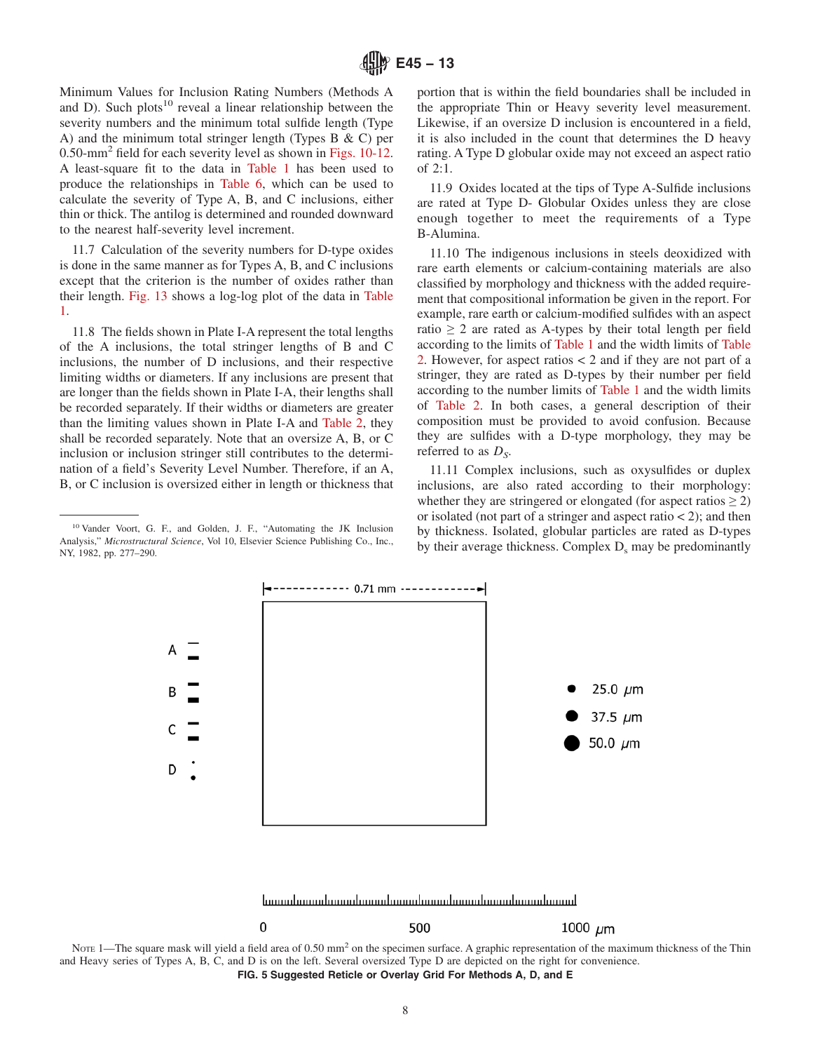Minimum Values for Inclusion Rating Numbers (Methods A and D). Such plots[10] reveal a linear relationship between the severity numbers and the minimum total sulfide length (Type A) and the minimum total stringer length (Types B & C) per 0.50-mm$^2$ field for each severity level as shown in Figs. 10-12. A least-square fit to the data in Table 1 has been used to produce the relationships in Table 6, which can be used to calculate the severity of Type A, B, and C inclusions, either thin or thick. The antilog is determined and rounded downward to the nearest half-severity level increment.

11.7 Calculation of the severity numbers for D-type oxides is done in the same manner as for Types A, B, and C inclusions except that the criterion is the number of oxides rather than their length. Fig. 13 shows a log-log plot of the data in Table 1.

11.8 The fields shown in Plate I-A represent the total lengths of the A inclusions, the total stringer lengths of B and C inclusions, the number of D inclusions, and their respective limiting widths or diameters. If any inclusions are present that are longer than the fields shown in Plate I-A, their lengths shall be recorded separately. If their widths or diameters are greater than the limiting values shown in Plate I-A and Table 2, they shall be recorded separately. Note that an oversize A, B, or C inclusion or inclusion stringer still contributes to the determination of a field's Severity Level Number. Therefore, if an A, B, or C inclusion is oversized either in length or thickness that portion that is within the field boundaries shall be included in the appropriate Thin or Heavy severity level measurement. Likewise, if an oversize D inclusion is encountered in a field, it is also included in the count that determines the D heavy rating. A Type D globular oxide may not exceed an aspect ratio of 2:1.

11.9 Oxides located at the tips of Type A-Sulfide inclusions are rated at Type D- Globular Oxides unless they are close enough together to meet the requirements of a Type B-Alumina.

11.10 The indigenous inclusions in steels deoxidized with rare earth elements or calcium-containing materials are also classified by morphology and thickness with the added requirement that compositional information be given in the report. For example, rare earth or calcium-modified sulfides with an aspect ratio ≥ 2 are rated as A-types by their total length per field according to the limits of Table 1 and the width limits of Table 2. However, for aspect ratios < 2 and if they are not part of a stringer, they are rated as D-types by their number per field according to the number limits of Table 1 and the width limits of Table 2. In both cases, a general description of their composition must be provided to avoid confusion. Because they are sulfides with a D-type morphology, they may be referred to as $D_S$.

11.11 Complex inclusions, such as oxysulfides or duplex inclusions, are also rated according to their morphology: whether they are stringered or elongated (for aspect ratios ≥ 2) or isolated (not part of a stringer and aspect ratio < 2); and then by thickness. Isolated, globular particles are rated as D-types by their average thickness. Complex $D_s$ may be predominantly

[10] Vander Voort, G. F., and Golden, J. F., "Automating the JK Inclusion Analysis," *Microstructural Science*, Vol 10, Elsevier Science Publishing Co., Inc., NY, 1982, pp. 277–290.

NOTE 1—The square mask will yield a field area of 0.50 mm$^2$ on the specimen surface. A graphic representation of the maximum thickness of the Thin and Heavy series of Types A, B, C, and D is on the left. Several oversized Type D are depicted on the right for convenience.

**FIG. 5 Suggested Reticle or Overlay Grid For Methods A, D, and E**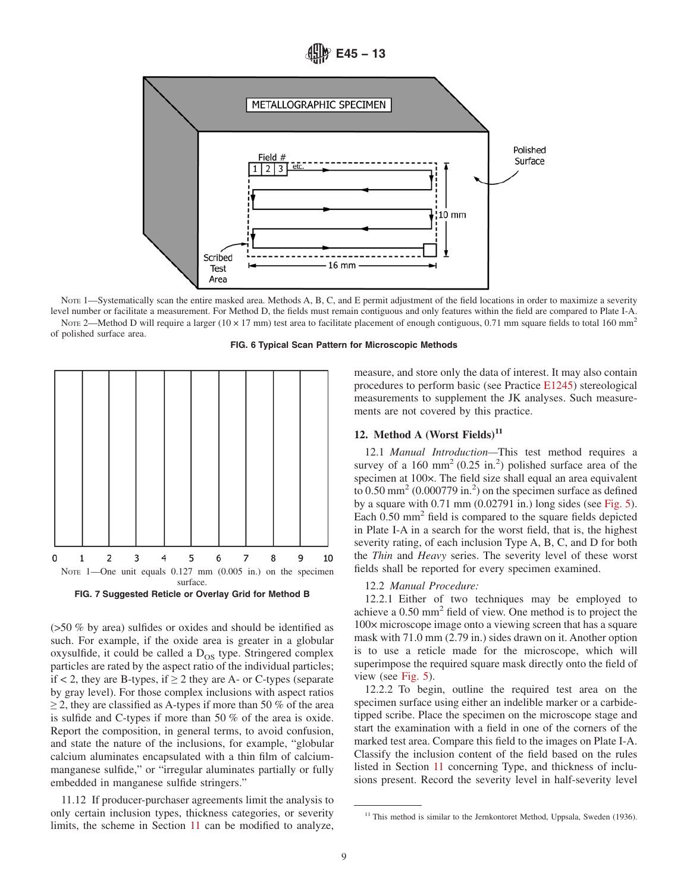NOTE 1—Systematically scan the entire masked area. Methods A, B, C, and E permit adjustment of the field locations in order to maximize a severity level number or facilitate a measurement. For Method D, the fields must remain contiguous and only features within the field are compared to Plate I-A.

NOTE 2—Method D will require a larger (10 × 17 mm) test area to facilitate placement of enough contiguous, 0.71 mm square fields to total 160 mm$^2$ of polished surface area.

**FIG. 6 Typical Scan Pattern for Microscopic Methods**

NOTE 1—One unit equals 0.127 mm (0.005 in.) on the specimen surface.

**FIG. 7 Suggested Reticle or Overlay Grid for Method B**

(>50 % by area) sulfides or oxides and should be identified as such. For example, if the oxide area is greater in a globular oxysulfide, it could be called a $D_{OS}$ type. Stringered complex particles are rated by the aspect ratio of the individual particles; if < 2, they are B-types, if ≥ 2 they are A- or C-types (separate by gray level). For those complex inclusions with aspect ratios ≥ 2, they are classified as A-types if more than 50 % of the area is sulfide and C-types if more than 50 % of the area is oxide. Report the composition, in general terms, to avoid confusion, and state the nature of the inclusions, for example, "globular calcium aluminates encapsulated with a thin film of calcium-manganese sulfide," or "irregular aluminates partially or fully embedded in manganese sulfide stringers."

11.12 If producer-purchaser agreements limit the analysis to only certain inclusion types, thickness categories, or severity limits, the scheme in Section 11 can be modified to analyze, measure, and store only the data of interest. It may also contain procedures to perform basic (see Practice E1245) stereological measurements to supplement the JK analyses. Such measurements are not covered by this practice.

## 12. Method A (Worst Fields)[11]

12.1 *Manual Introduction*—This test method requires a survey of a 160 mm$^2$ (0.25 in.$^2$) polished surface area of the specimen at 100×. The field size shall equal an area equivalent to 0.50 mm$^2$ (0.000779 in.$^2$) on the specimen surface as defined by a square with 0.71 mm (0.02791 in.) long sides (see Fig. 5). Each 0.50 mm$^2$ field is compared to the square fields depicted in Plate I-A in a search for the worst field, that is, the highest severity rating, of each inclusion Type A, B, C, and D for both the *Thin* and *Heavy* series. The severity level of these worst fields shall be reported for every specimen examined.

12.2 *Manual Procedure:*

12.2.1 Either of two techniques may be employed to achieve a 0.50 mm$^2$ field of view. One method is to project the 100× microscope image onto a viewing screen that has a square mask with 71.0 mm (2.79 in.) sides drawn on it. Another option is to use a reticle made for the microscope, which will superimpose the required square mask directly onto the field of view (see Fig. 5).

12.2.2 To begin, outline the required test area on the specimen surface using either an indelible marker or a carbide-tipped scribe. Place the specimen on the microscope stage and start the examination with a field in one of the corners of the marked test area. Compare this field to the images on Plate I-A. Classify the inclusion content of the field based on the rules listed in Section 11 concerning Type, and thickness of inclusions present. Record the severity level in half-severity level

[11] This method is similar to the Jernkontoret Method, Uppsala, Sweden (1936).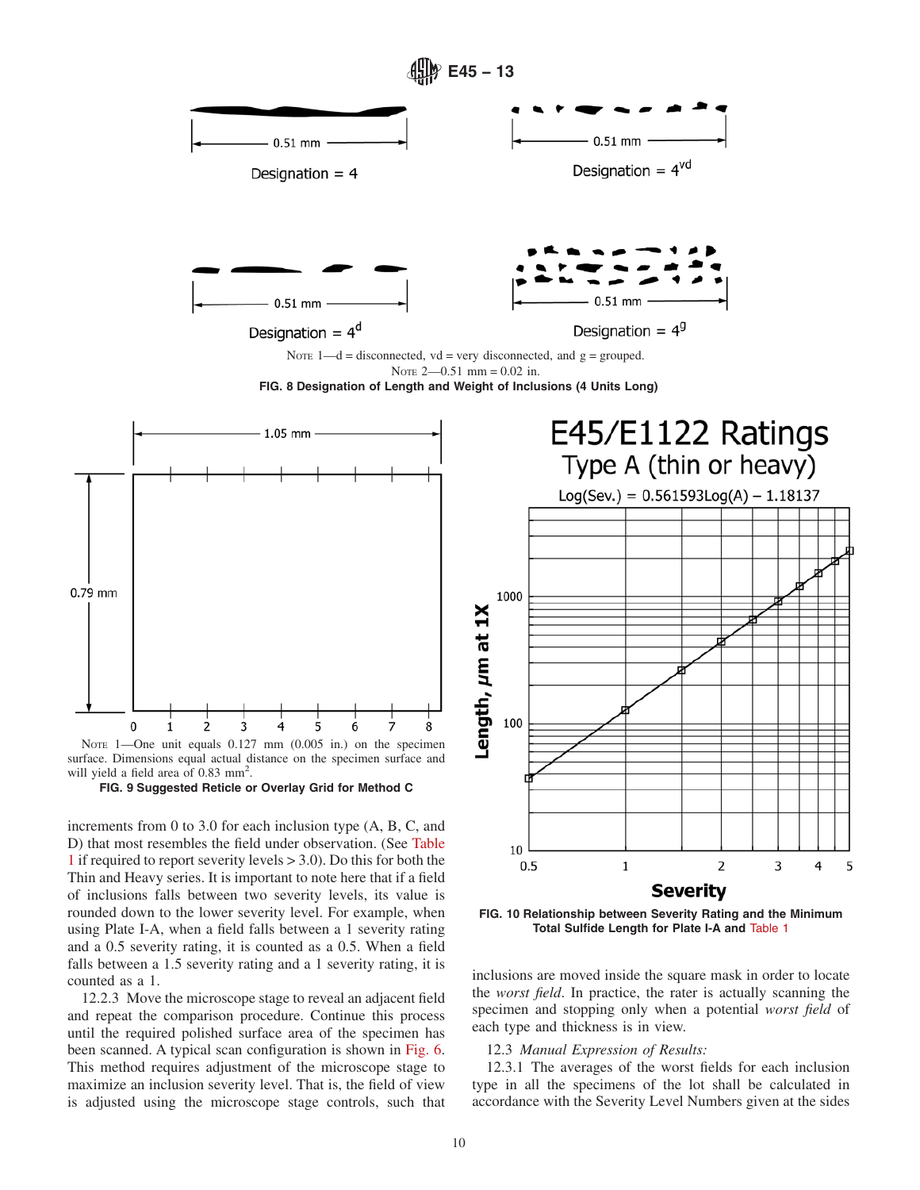Designation = 4

0.51 mm

Designation = $4^{vd}$

0.51 mm

Designation = $4^{d}$

0.51 mm

Designation = $4^{g}$

0.51 mm

NOTE 1—d = disconnected, vd = very disconnected, and g = grouped.

NOTE 2—0.51 mm = 0.02 in.

**FIG. 8 Designation of Length and Weight of Inclusions (4 Units Long)**

1.05 mm

0.79 mm

0 1 2 3 4 5 6 7 8

NOTE 1—One unit equals 0.127 mm (0.005 in.) on the specimen surface. Dimensions equal actual distance on the specimen surface and will yield a field area of 0.83 mm$^2$.

**FIG. 9 Suggested Reticle or Overlay Grid for Method C**

E45/E1122 Ratings

Type A (thin or heavy)

$\text{Log(Sev.)} = 0.561593\text{Log(A)} - 1.18137$

Length, µm at 1X

Severity

**FIG. 10 Relationship between Severity Rating and the Minimum Total Sulfide Length for Plate I-A and Table 1**

increments from 0 to 3.0 for each inclusion type (A, B, C, and D) that most resembles the field under observation. (See Table 1 if required to report severity levels > 3.0). Do this for both the Thin and Heavy series. It is important to note here that if a field of inclusions falls between two severity levels, its value is rounded down to the lower severity level. For example, when using Plate I-A, when a field falls between a 1 severity rating and a 0.5 severity rating, it is counted as a 0.5. When a field falls between a 1.5 severity rating and a 1 severity rating, it is counted as a 1.

12.2.3 Move the microscope stage to reveal an adjacent field and repeat the comparison procedure. Continue this process until the required polished surface area of the specimen has been scanned. A typical scan configuration is shown in Fig. 6. This method requires adjustment of the microscope stage to maximize an inclusion severity level. That is, the field of view is adjusted using the microscope stage controls, such that inclusions are moved inside the square mask in order to locate the *worst field*. In practice, the rater is actually scanning the specimen and stopping only when a potential *worst field* of each type and thickness is in view.

12.3 *Manual Expression of Results:*

12.3.1 The averages of the worst fields for each inclusion type in all the specimens of the lot shall be calculated in accordance with the Severity Level Numbers given at the sides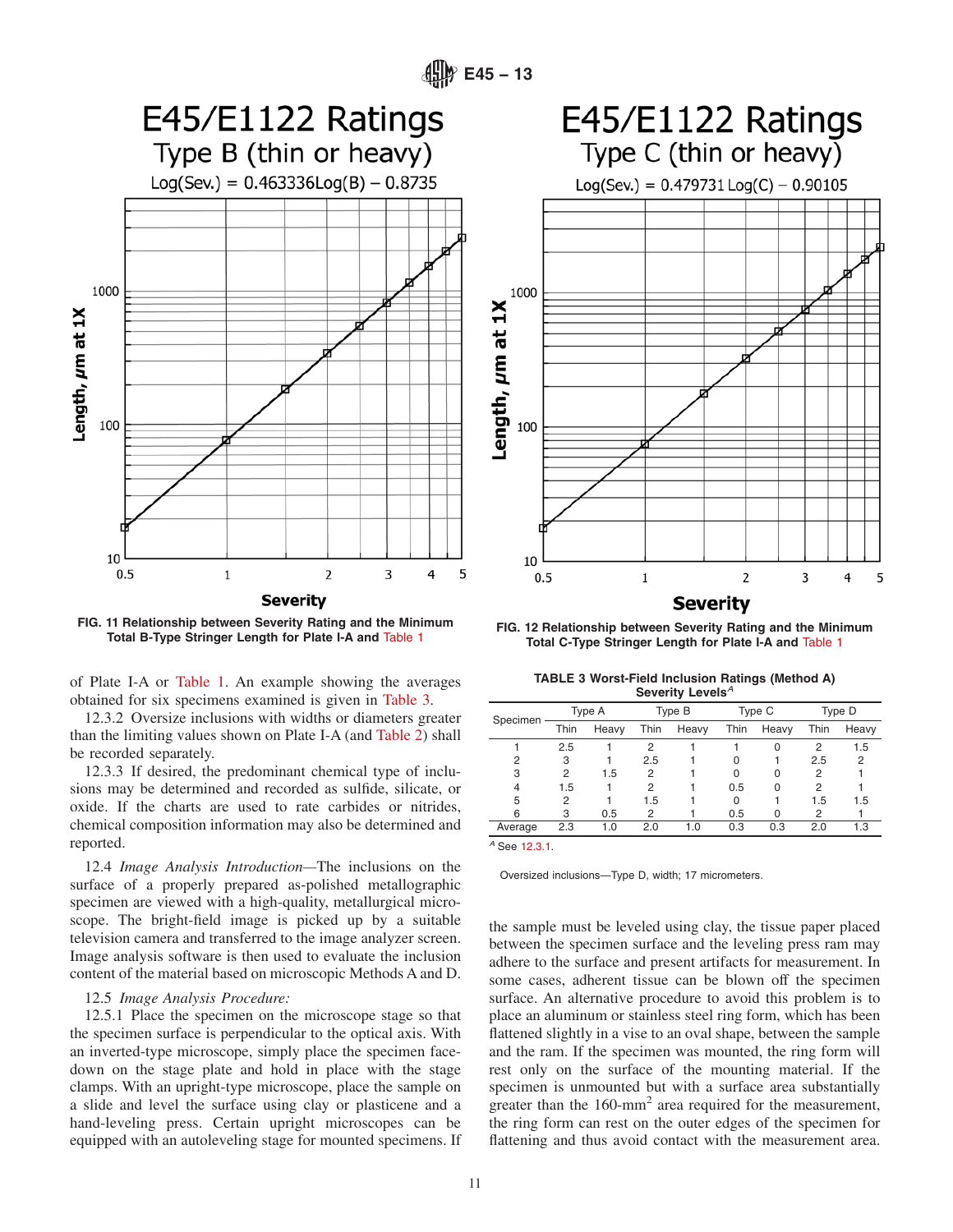E45/E1122 Ratings
Type B (thin or heavy)
$\text{Log(Sev.)} = 0.463336\text{Log(B)} - 0.8735$

FIG. 11 Relationship between Severity Rating and the Minimum Total B-Type Stringer Length for Plate I-A and Table 1

E45/E1122 Ratings
Type C (thin or heavy)
$\text{Log(Sev.)} = 0.479731\ \text{Log(C)} - 0.90105$

FIG. 12 Relationship between Severity Rating and the Minimum Total C-Type Stringer Length for Plate I-A and Table 1

of Plate I-A or Table 1. An example showing the averages obtained for six specimens examined is given in Table 3.

12.3.2 Oversize inclusions with widths or diameters greater than the limiting values shown on Plate I-A (and Table 2) shall be recorded separately.

12.3.3 If desired, the predominant chemical type of inclusions may be determined and recorded as sulfide, silicate, or oxide. If the charts are used to rate carbides or nitrides, chemical composition information may also be determined and reported.

12.4 *Image Analysis Introduction*—The inclusions on the surface of a properly prepared as-polished metallographic specimen are viewed with a high-quality, metallurgical microscope. The bright-field image is picked up by a suitable television camera and transferred to the image analyzer screen. Image analysis software is then used to evaluate the inclusion content of the material based on microscopic Methods A and D.

12.5 *Image Analysis Procedure:*

12.5.1 Place the specimen on the microscope stage so that the specimen surface is perpendicular to the optical axis. With an inverted-type microscope, simply place the specimen face-down on the stage plate and hold in place with the stage clamps. With an upright-type microscope, place the sample on a slide and level the surface using clay or plasticene and a hand-leveling press. Certain upright microscopes can be equipped with an autoleveling stage for mounted specimens. If the sample must be leveled using clay, the tissue paper placed between the specimen surface and the leveling press ram may adhere to the surface and present artifacts for measurement. In some cases, adherent tissue can be blown off the specimen surface. An alternative procedure to avoid this problem is to place an aluminum or stainless steel ring form, which has been flattened slightly in a vise to an oval shape, between the sample and the ram. If the specimen was mounted, the ring form will rest only on the surface of the mounting material. If the specimen is unmounted but with a surface area substantially greater than the 160-mm$^2$ area required for the measurement, the ring form can rest on the outer edges of the specimen for flattening and thus avoid contact with the measurement area.

TABLE 3 Worst-Field Inclusion Ratings (Method A) Severity Levels[A]

| Specimen | Type A | | Type B | | Type C | | Type D | |
|---|---|---|---|---|---|---|---|---|
| | Thin | Heavy | Thin | Heavy | Thin | Heavy | Thin | Heavy |
| 1 | 2.5 | 1 | 2 | 1 | 1 | 0 | 2 | 1.5 |
| 2 | 3 | 1 | 2.5 | 1 | 0 | 1 | 2.5 | 2 |
| 3 | 2 | 1.5 | 2 | 1 | 0 | 0 | 2 | 1 |
| 4 | 1.5 | 1 | 2 | 1 | 0.5 | 0 | 2 | 1 |
| 5 | 2 | 1 | 1.5 | 1 | 0 | 1 | 1.5 | 1.5 |
| 6 | 3 | 0.5 | 2 | 1 | 0.5 | 0 | 2 | 1 |
| Average | 2.3 | 1.0 | 2.0 | 1.0 | 0.3 | 0.3 | 2.0 | 1.3 |

[A] See 12.3.1.

Oversized inclusions—Type D, width; 17 micrometers.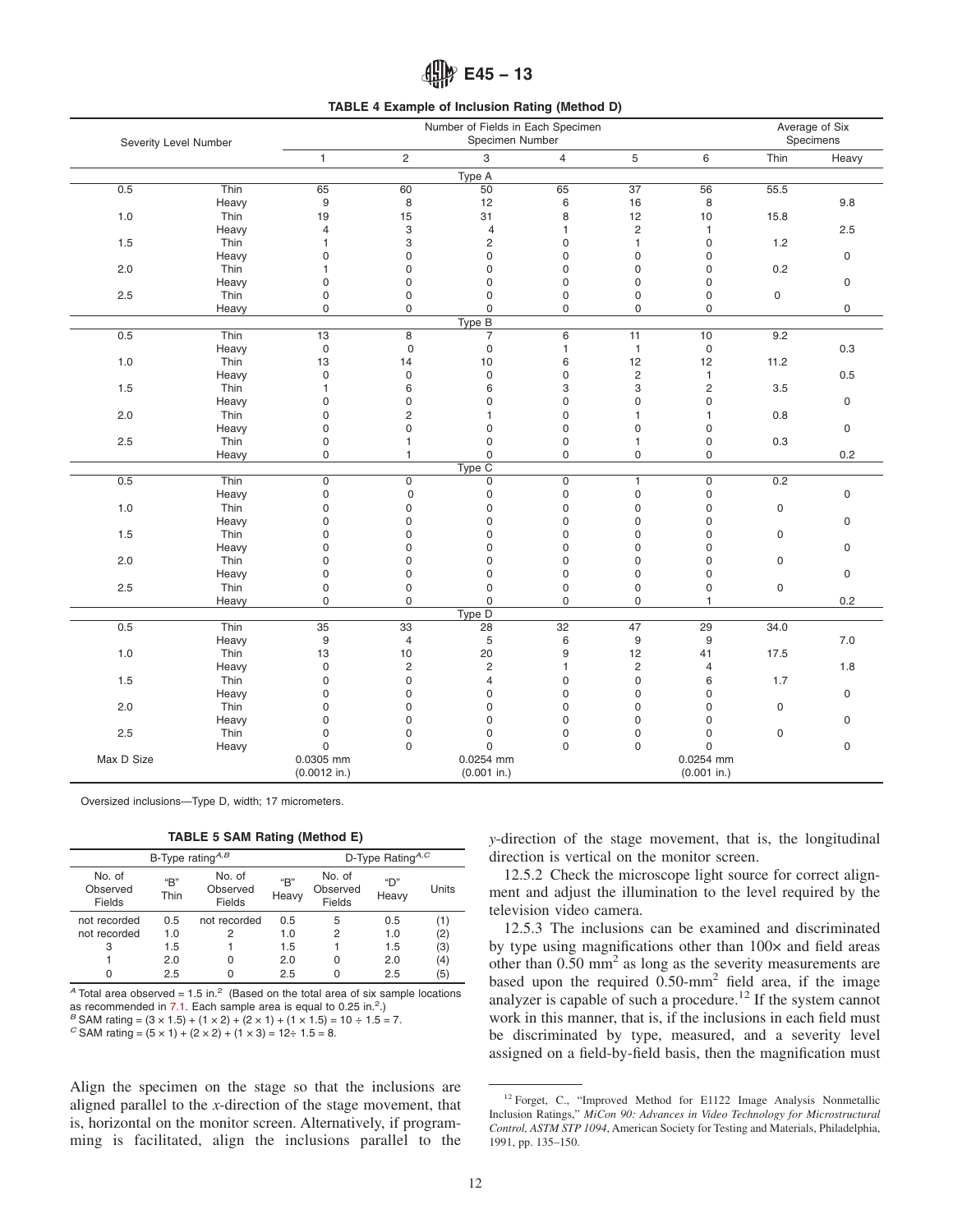**TABLE 4 Example of Inclusion Rating (Method D)**

| Severity Level Number | | Number of Fields in Each Specimen Specimen Number | | | | | | Average of Six Specimens | |
|---|---|---|---|---|---|---|---|---|---|
| | | 1 | 2 | 3 | 4 | 5 | 6 | Thin | Heavy |
| | | | | Type A | | | | | |
| 0.5 | Thin | 65 | 60 | 50 | 65 | 37 | 56 | 55.5 | |
| | Heavy | 9 | 8 | 12 | 6 | 16 | 8 | | 9.8 |
| 1.0 | Thin | 19 | 15 | 31 | 8 | 12 | 10 | 15.8 | |
| | Heavy | 4 | 3 | 4 | 1 | 2 | 1 | | 2.5 |
| 1.5 | Thin | 1 | 3 | 2 | 0 | 1 | 0 | 1.2 | |
| | Heavy | 0 | 0 | 0 | 0 | 0 | 0 | | 0 |
| 2.0 | Thin | 1 | 0 | 0 | 0 | 0 | 0 | 0.2 | |
| | Heavy | 0 | 0 | 0 | 0 | 0 | 0 | | 0 |
| 2.5 | Thin | 0 | 0 | 0 | 0 | 0 | 0 | 0 | |
| | Heavy | 0 | 0 | 0 | 0 | 0 | 0 | | 0 |
| | | | | Type B | | | | | |
| 0.5 | Thin | 13 | 8 | 7 | 6 | 11 | 10 | 9.2 | |
| | Heavy | 0 | 0 | 0 | 1 | 1 | 0 | | 0.3 |
| 1.0 | Thin | 13 | 14 | 10 | 6 | 12 | 12 | 11.2 | |
| | Heavy | 0 | 0 | 0 | 0 | 2 | 1 | | 0.5 |
| 1.5 | Thin | 1 | 6 | 6 | 3 | 3 | 2 | 3.5 | |
| | Heavy | 0 | 0 | 0 | 0 | 0 | 0 | | 0 |
| 2.0 | Thin | 0 | 2 | 1 | 0 | 1 | 1 | 0.8 | |
| | Heavy | 0 | 0 | 0 | 0 | 0 | 0 | | 0 |
| 2.5 | Thin | 0 | 1 | 0 | 0 | 1 | 0 | 0.3 | |
| | Heavy | 0 | 1 | 0 | 0 | 0 | 0 | | 0.2 |
| | | | | Type C | | | | | |
| 0.5 | Thin | 0 | 0 | 0 | 0 | 1 | 0 | 0.2 | |
| | Heavy | 0 | 0 | 0 | 0 | 0 | 0 | | 0 |
| 1.0 | Thin | 0 | 0 | 0 | 0 | 0 | 0 | 0 | |
| | Heavy | 0 | 0 | 0 | 0 | 0 | 0 | | 0 |
| 1.5 | Thin | 0 | 0 | 0 | 0 | 0 | 0 | 0 | |
| | Heavy | 0 | 0 | 0 | 0 | 0 | 0 | | 0 |
| 2.0 | Thin | 0 | 0 | 0 | 0 | 0 | 0 | 0 | |
| | Heavy | 0 | 0 | 0 | 0 | 0 | 0 | | 0 |
| 2.5 | Thin | 0 | 0 | 0 | 0 | 0 | 0 | 0 | |
| | Heavy | 0 | 0 | 0 | 0 | 0 | 1 | | 0.2 |
| | | | | Type D | | | | | |
| 0.5 | Thin | 35 | 33 | 28 | 32 | 47 | 29 | 34.0 | |
| | Heavy | 9 | 4 | 5 | 6 | 9 | 9 | | 7.0 |
| 1.0 | Thin | 13 | 10 | 20 | 9 | 12 | 41 | 17.5 | |
| | Heavy | 0 | 2 | 2 | 1 | 2 | 4 | | 1.8 |
| 1.5 | Thin | 0 | 0 | 4 | 0 | 0 | 6 | 1.7 | |
| | Heavy | 0 | 0 | 0 | 0 | 0 | 0 | | 0 |
| 2.0 | Thin | 0 | 0 | 0 | 0 | 0 | 0 | 0 | |
| | Heavy | 0 | 0 | 0 | 0 | 0 | 0 | | 0 |
| 2.5 | Thin | 0 | 0 | 0 | 0 | 0 | 0 | 0 | |
| | Heavy | 0 | 0 | 0 | 0 | 0 | 0 | | 0 |
| Max D Size | | 0.0305 mm (0.0012 in.) | | 0.0254 mm (0.001 in.) | | | 0.0254 mm (0.001 in.) | | |

Oversized inclusions—Type D, width; 17 micrometers.

**TABLE 5 SAM Rating (Method E)**

| B-Type rating[A,B] | | | | D-Type Rating[A,C] | | |
|---|---|---|---|---|---|---|
| No. of Observed Fields | "B" Thin | No. of Observed Fields | "B" Heavy | No. of Observed Fields | "D" Heavy | Units |
| not recorded | 0.5 | not recorded | 0.5 | 5 | 0.5 | (1) |
| not recorded | 1.0 | 2 | 1.0 | 2 | 1.0 | (2) |
| 3 | 1.5 | 1 | 1.5 | 1 | 1.5 | (3) |
| 1 | 2.0 | 0 | 2.0 | 0 | 2.0 | (4) |
| 0 | 2.5 | 0 | 2.5 | 0 | 2.5 | (5) |

[A] Total area observed = 1.5 in.$^2$ (Based on the total area of six sample locations as recommended in 7.1. Each sample area is equal to 0.25 in.$^2$.)

[B] SAM rating = (3 × 1.5) + (1 × 2) + (2 × 1) + (1 × 1.5) = 10 ÷ 1.5 = 7.

[C] SAM rating = (5 × 1) + (2 × 2) + (1 × 3) = 12÷ 1.5 = 8.

Align the specimen on the stage so that the inclusions are aligned parallel to the *x*-direction of the stage movement, that is, horizontal on the monitor screen. Alternatively, if programming is facilitated, align the inclusions parallel to the *y*-direction of the stage movement, that is, the longitudinal direction is vertical on the monitor screen.

12.5.2 Check the microscope light source for correct alignment and adjust the illumination to the level required by the television video camera.

12.5.3 The inclusions can be examined and discriminated by type using magnifications other than 100× and field areas other than 0.50 mm$^2$ as long as the severity measurements are based upon the required 0.50-mm$^2$ field area, if the image analyzer is capable of such a procedure.[12] If the system cannot work in this manner, that is, if the inclusions in each field must be discriminated by type, measured, and a severity level assigned on a field-by-field basis, then the magnification must

[12] Forget, C., "Improved Method for E1122 Image Analysis Nonmetallic Inclusion Ratings," *MiCon 90: Advances in Video Technology for Microstructural Control, ASTM STP 1094*, American Society for Testing and Materials, Philadelphia, 1991, pp. 135–150.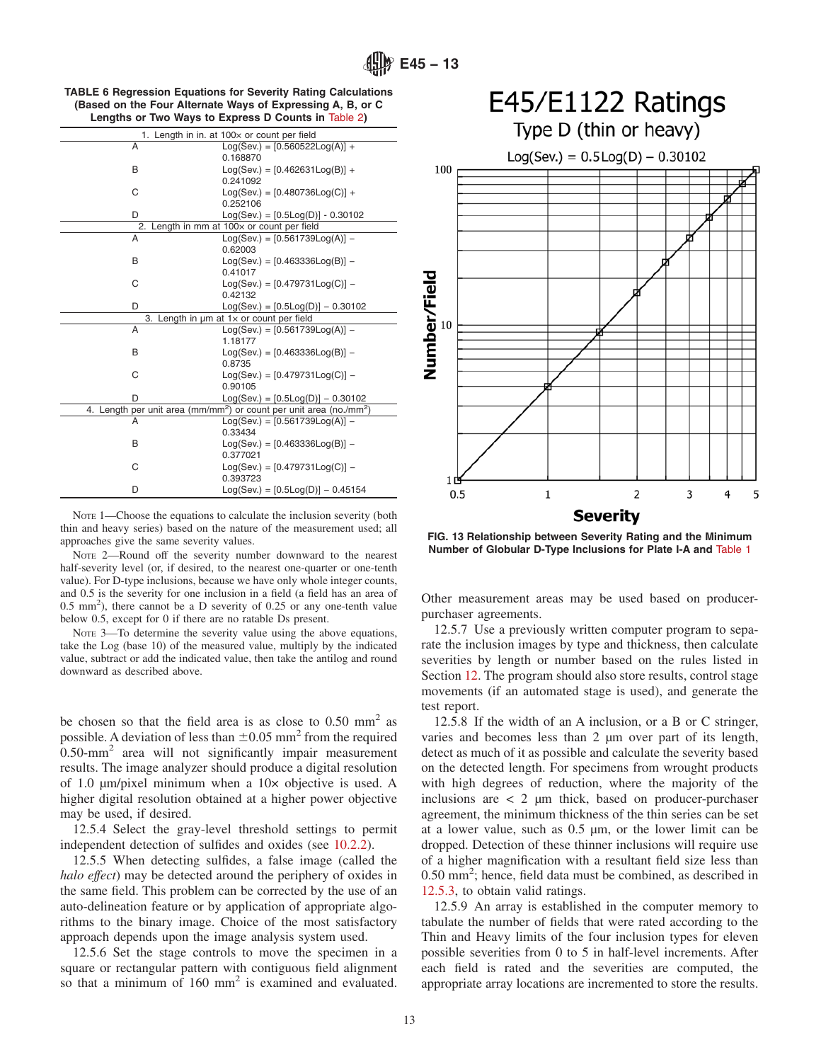**TABLE 6 Regression Equations for Severity Rating Calculations (Based on the Four Alternate Ways of Expressing A, B, or C Lengths or Two Ways to Express D Counts in Table 2)**

| | |
|---|---|
| 1. Length in in. at 100× or count per field | |
| A | Log(Sev.) = [0.560522Log(A)] + 0.168870 |
| B | Log(Sev.) = [0.462631Log(B)] + 0.241092 |
| C | Log(Sev.) = [0.480736Log(C)] + 0.252106 |
| D | Log(Sev.) = [0.5Log(D)] - 0.30102 |
| 2. Length in mm at 100× or count per field | |
| A | Log(Sev.) = [0.561739Log(A)] − 0.62003 |
| B | Log(Sev.) = [0.463336Log(B)] − 0.41017 |
| C | Log(Sev.) = [0.479731Log(C)] − 0.42132 |
| D | Log(Sev.) = [0.5Log(D)] − 0.30102 |
| 3. Length in µm at 1× or count per field | |
| A | Log(Sev.) = [0.561739Log(A)] − 1.18177 |
| B | Log(Sev.) = [0.463336Log(B)] − 0.8735 |
| C | Log(Sev.) = [0.479731Log(C)] − 0.90105 |
| D | Log(Sev.) = [0.5Log(D)] − 0.30102 |
| 4. Length per unit area ($mm/mm^2$) or count per unit area ($no./mm^2$) | |
| A | Log(Sev.) = [0.561739Log(A)] − 0.33434 |
| B | Log(Sev.) = [0.463336Log(B)] − 0.377021 |
| C | Log(Sev.) = [0.479731Log(C)] − 0.393723 |
| D | Log(Sev.) = [0.5Log(D)] − 0.45154 |

NOTE 1—Choose the equations to calculate the inclusion severity (both thin and heavy series) based on the nature of the measurement used; all approaches give the same severity values.

NOTE 2—Round off the severity number downward to the nearest half-severity level (or, if desired, to the nearest one-quarter or one-tenth value). For D-type inclusions, because we have only whole integer counts, and 0.5 is the severity for one inclusion in a field (a field has an area of 0.5 $mm^2$), there cannot be a D severity of 0.25 or any one-tenth value below 0.5, except for 0 if there are no ratable Ds present.

NOTE 3—To determine the severity value using the above equations, take the Log (base 10) of the measured value, multiply by the indicated value, subtract or add the indicated value, then take the antilog and round downward as described above.

be chosen so that the field area is as close to 0.50 $mm^2$ as possible. A deviation of less than ±0.05 $mm^2$ from the required 0.50-$mm^2$ area will not significantly impair measurement results. The image analyzer should produce a digital resolution of 1.0 µm/pixel minimum when a 10× objective is used. A higher digital resolution obtained at a higher power objective may be used, if desired.

12.5.4 Select the gray-level threshold settings to permit independent detection of sulfides and oxides (see 10.2.2).

12.5.5 When detecting sulfides, a false image (called the *halo effect*) may be detected around the periphery of oxides in the same field. This problem can be corrected by the use of an auto-delineation feature or by application of appropriate algorithms to the binary image. Choice of the most satisfactory approach depends upon the image analysis system used.

12.5.6 Set the stage controls to move the specimen in a square or rectangular pattern with contiguous field alignment so that a minimum of 160 $mm^2$ is examined and evaluated.

**E45/E1122 Ratings**
**Type D (thin or heavy)**
Log(Sev.) = 0.5Log(D) – 0.30102

FIG. 13 Relationship between Severity Rating and the Minimum Number of Globular D-Type Inclusions for Plate I-A and Table 1

Other measurement areas may be used based on producer-purchaser agreements.

12.5.7 Use a previously written computer program to separate the inclusion images by type and thickness, then calculate severities by length or number based on the rules listed in Section 12. The program should also store results, control stage movements (if an automated stage is used), and generate the test report.

12.5.8 If the width of an A inclusion, or a B or C stringer, varies and becomes less than 2 µm over part of its length, detect as much of it as possible and calculate the severity based on the detected length. For specimens from wrought products with high degrees of reduction, where the majority of the inclusions are < 2 µm thick, based on producer-purchaser agreement, the minimum thickness of the thin series can be set at a lower value, such as 0.5 µm, or the lower limit can be dropped. Detection of these thinner inclusions will require use of a higher magnification with a resultant field size less than 0.50 $mm^2$; hence, field data must be combined, as described in 12.5.3, to obtain valid ratings.

12.5.9 An array is established in the computer memory to tabulate the number of fields that were rated according to the Thin and Heavy limits of the four inclusion types for eleven possible severities from 0 to 5 in half-level increments. After each field is rated and the severities are computed, the appropriate array locations are incremented to store the results.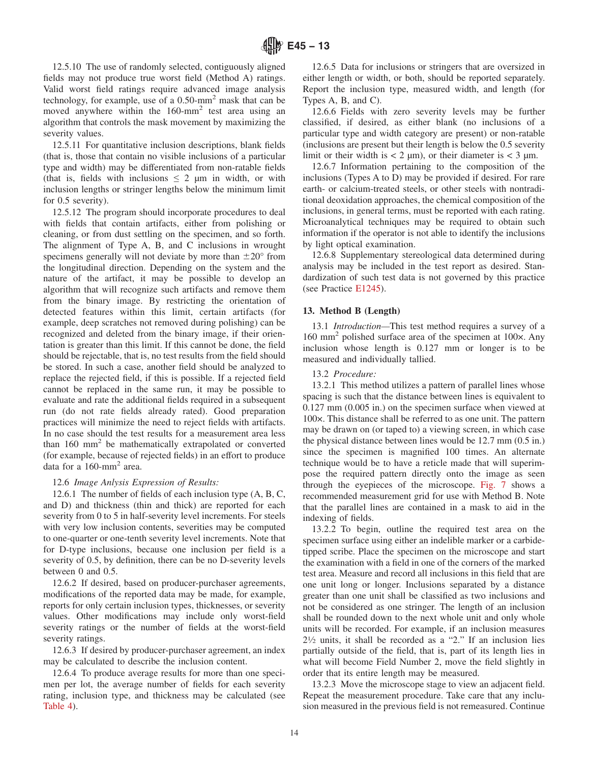12.5.10 The use of randomly selected, contiguously aligned fields may not produce true worst field (Method A) ratings. Valid worst field ratings require advanced image analysis technology, for example, use of a 0.50-mm$^2$ mask that can be moved anywhere within the 160-mm$^2$ test area using an algorithm that controls the mask movement by maximizing the severity values.

12.5.11 For quantitative inclusion descriptions, blank fields (that is, those that contain no visible inclusions of a particular type and width) may be differentiated from non-ratable fields (that is, fields with inclusions ≤ 2 μm in width, or with inclusion lengths or stringer lengths below the minimum limit for 0.5 severity).

12.5.12 The program should incorporate procedures to deal with fields that contain artifacts, either from polishing or cleaning, or from dust settling on the specimen, and so forth. The alignment of Type A, B, and C inclusions in wrought specimens generally will not deviate by more than ±20° from the longitudinal direction. Depending on the system and the nature of the artifact, it may be possible to develop an algorithm that will recognize such artifacts and remove them from the binary image. By restricting the orientation of detected features within this limit, certain artifacts (for example, deep scratches not removed during polishing) can be recognized and deleted from the binary image, if their orientation is greater than this limit. If this cannot be done, the field should be rejectable, that is, no test results from the field should be stored. In such a case, another field should be analyzed to replace the rejected field, if this is possible. If a rejected field cannot be replaced in the same run, it may be possible to evaluate and rate the additional fields required in a subsequent run (do not rate fields already rated). Good preparation practices will minimize the need to reject fields with artifacts. In no case should the test results for a measurement area less than 160 mm$^2$ be mathematically extrapolated or converted (for example, because of rejected fields) in an effort to produce data for a 160-mm$^2$ area.

12.6 *Image Anlysis Expression of Results:*

12.6.1 The number of fields of each inclusion type (A, B, C, and D) and thickness (thin and thick) are reported for each severity from 0 to 5 in half-severity level increments. For steels with very low inclusion contents, severities may be computed to one-quarter or one-tenth severity level increments. Note that for D-type inclusions, because one inclusion per field is a severity of 0.5, by definition, there can be no D-severity levels between 0 and 0.5.

12.6.2 If desired, based on producer-purchaser agreements, modifications of the reported data may be made, for example, reports for only certain inclusion types, thicknesses, or severity values. Other modifications may include only worst-field severity ratings or the number of fields at the worst-field severity ratings.

12.6.3 If desired by producer-purchaser agreement, an index may be calculated to describe the inclusion content.

12.6.4 To produce average results for more than one specimen per lot, the average number of fields for each severity rating, inclusion type, and thickness may be calculated (see Table 4).

12.6.5 Data for inclusions or stringers that are oversized in either length or width, or both, should be reported separately. Report the inclusion type, measured width, and length (for Types A, B, and C).

12.6.6 Fields with zero severity levels may be further classified, if desired, as either blank (no inclusions of a particular type and width category are present) or non-ratable (inclusions are present but their length is below the 0.5 severity limit or their width is < 2 μm), or their diameter is < 3 μm.

12.6.7 Information pertaining to the composition of the inclusions (Types A to D) may be provided if desired. For rare earth- or calcium-treated steels, or other steels with nontraditional deoxidation approaches, the chemical composition of the inclusions, in general terms, must be reported with each rating. Microanalytical techniques may be required to obtain such information if the operator is not able to identify the inclusions by light optical examination.

12.6.8 Supplementary stereological data determined during analysis may be included in the test report as desired. Standardization of such test data is not governed by this practice (see Practice E1245).

## 13. Method B (Length)

13.1 *Introduction*—This test method requires a survey of a 160 mm$^2$ polished surface area of the specimen at 100×. Any inclusion whose length is 0.127 mm or longer is to be measured and individually tallied.

13.2 *Procedure:*

13.2.1 This method utilizes a pattern of parallel lines whose spacing is such that the distance between lines is equivalent to 0.127 mm (0.005 in.) on the specimen surface when viewed at 100×. This distance shall be referred to as one unit. The pattern may be drawn on (or taped to) a viewing screen, in which case the physical distance between lines would be 12.7 mm (0.5 in.) since the specimen is magnified 100 times. An alternate technique would be to have a reticle made that will superimpose the required pattern directly onto the image as seen through the eyepieces of the microscope. Fig. 7 shows a recommended measurement grid for use with Method B. Note that the parallel lines are contained in a mask to aid in the indexing of fields.

13.2.2 To begin, outline the required test area on the specimen surface using either an indelible marker or a carbide-tipped scribe. Place the specimen on the microscope and start the examination with a field in one of the corners of the marked test area. Measure and record all inclusions in this field that are one unit long or longer. Inclusions separated by a distance greater than one unit shall be classified as two inclusions and not be considered as one stringer. The length of an inclusion shall be rounded down to the next whole unit and only whole units will be recorded. For example, if an inclusion measures 2½ units, it shall be recorded as a "2." If an inclusion lies partially outside of the field, that is, part of its length lies in what will become Field Number 2, move the field slightly in order that its entire length may be measured.

13.2.3 Move the microscope stage to view an adjacent field. Repeat the measurement procedure. Take care that any inclusion measured in the previous field is not remeasured. Continue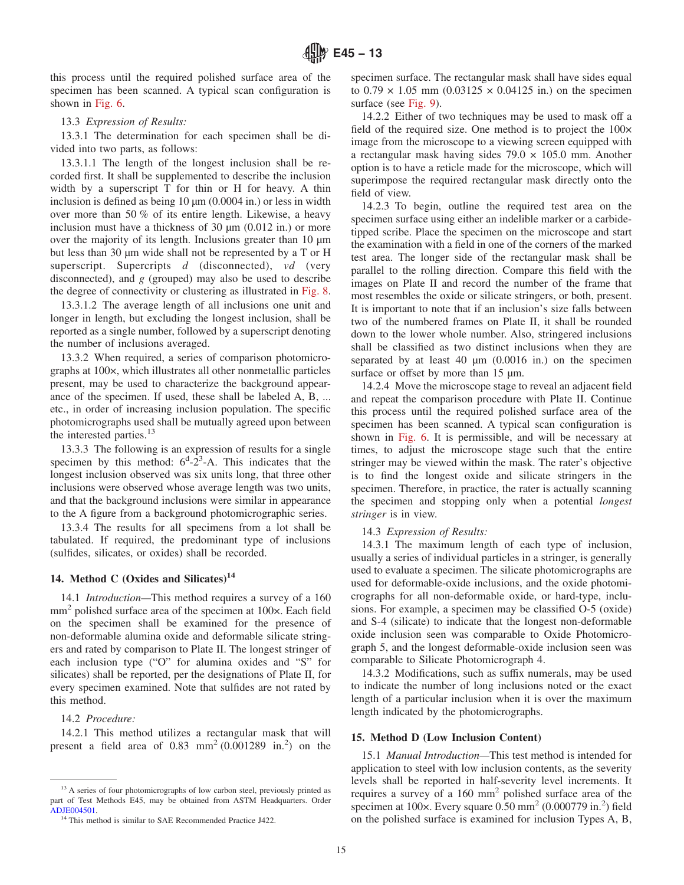this process until the required polished surface area of the specimen has been scanned. A typical scan configuration is shown in Fig. 6.

13.3 *Expression of Results:*

13.3.1 The determination for each specimen shall be divided into two parts, as follows:

13.3.1.1 The length of the longest inclusion shall be recorded first. It shall be supplemented to describe the inclusion width by a superscript T for thin or H for heavy. A thin inclusion is defined as being 10 µm (0.0004 in.) or less in width over more than 50 % of its entire length. Likewise, a heavy inclusion must have a thickness of 30 µm (0.012 in.) or more over the majority of its length. Inclusions greater than 10 µm but less than 30 µm wide shall not be represented by a T or H superscript. Supercripts *d* (disconnected), *vd* (very disconnected), and *g* (grouped) may also be used to describe the degree of connectivity or clustering as illustrated in Fig. 8.

13.3.1.2 The average length of all inclusions one unit and longer in length, but excluding the longest inclusion, shall be reported as a single number, followed by a superscript denoting the number of inclusions averaged.

13.3.2 When required, a series of comparison photomicrographs at 100×, which illustrates all other nonmetallic particles present, may be used to characterize the background appearance of the specimen. If used, these shall be labeled A, B, ... etc., in order of increasing inclusion population. The specific photomicrographs used shall be mutually agreed upon between the interested parties.[13]

13.3.3 The following is an expression of results for a single specimen by this method: $6^d$-$2^3$-A. This indicates that the longest inclusion observed was six units long, that three other inclusions were observed whose average length was two units, and that the background inclusions were similar in appearance to the A figure from a background photomicrographic series.

13.3.4 The results for all specimens from a lot shall be tabulated. If required, the predominant type of inclusions (sulfides, silicates, or oxides) shall be recorded.

## 14. Method C (Oxides and Silicates)[14]

14.1 *Introduction*—This method requires a survey of a 160 mm² polished surface area of the specimen at 100×. Each field on the specimen shall be examined for the presence of non-deformable alumina oxide and deformable silicate stringers and rated by comparison to Plate II. The longest stringer of each inclusion type ("O" for alumina oxides and "S" for silicates) shall be reported, per the designations of Plate II, for every specimen examined. Note that sulfides are not rated by this method.

14.2 *Procedure:*

14.2.1 This method utilizes a rectangular mask that will present a field area of 0.83 mm² (0.001289 in.²) on the specimen surface. The rectangular mask shall have sides equal to 0.79 × 1.05 mm (0.03125 × 0.04125 in.) on the specimen surface (see Fig. 9).

14.2.2 Either of two techniques may be used to mask off a field of the required size. One method is to project the 100× image from the microscope to a viewing screen equipped with a rectangular mask having sides 79.0 × 105.0 mm. Another option is to have a reticle made for the microscope, which will superimpose the required rectangular mask directly onto the field of view.

14.2.3 To begin, outline the required test area on the specimen surface using either an indelible marker or a carbide-tipped scribe. Place the specimen on the microscope and start the examination with a field in one of the corners of the marked test area. The longer side of the rectangular mask shall be parallel to the rolling direction. Compare this field with the images on Plate II and record the number of the frame that most resembles the oxide or silicate stringers, or both, present. It is important to note that if an inclusion's size falls between two of the numbered frames on Plate II, it shall be rounded down to the lower whole number. Also, stringered inclusions shall be classified as two distinct inclusions when they are separated by at least 40 µm (0.0016 in.) on the specimen surface or offset by more than 15 µm.

14.2.4 Move the microscope stage to reveal an adjacent field and repeat the comparison procedure with Plate II. Continue this process until the required polished surface area of the specimen has been scanned. A typical scan configuration is shown in Fig. 6. It is permissible, and will be necessary at times, to adjust the microscope stage such that the entire stringer may be viewed within the mask. The rater's objective is to find the longest oxide and silicate stringers in the specimen. Therefore, in practice, the rater is actually scanning the specimen and stopping only when a potential *longest stringer* is in view.

14.3 *Expression of Results:*

14.3.1 The maximum length of each type of inclusion, usually a series of individual particles in a stringer, is generally used to evaluate a specimen. The silicate photomicrographs are used for deformable-oxide inclusions, and the oxide photomicrographs for all non-deformable oxide, or hard-type, inclusions. For example, a specimen may be classified O-5 (oxide) and S-4 (silicate) to indicate that the longest non-deformable oxide inclusion seen was comparable to Oxide Photomicrograph 5, and the longest deformable-oxide inclusion seen was comparable to Silicate Photomicrograph 4.

14.3.2 Modifications, such as suffix numerals, may be used to indicate the number of long inclusions noted or the exact length of a particular inclusion when it is over the maximum length indicated by the photomicrographs.

## 15. Method D (Low Inclusion Content)

15.1 *Manual Introduction*—This test method is intended for application to steel with low inclusion contents, as the severity levels shall be reported in half-severity level increments. It requires a survey of a 160 mm² polished surface area of the specimen at 100×. Every square 0.50 mm² (0.000779 in.²) field on the polished surface is examined for inclusion Types A, B,

---

[13] A series of four photomicrographs of low carbon steel, previously printed as part of Test Methods E45, may be obtained from ASTM Headquarters. Order ADJE004501.

[14] This method is similar to SAE Recommended Practice J422.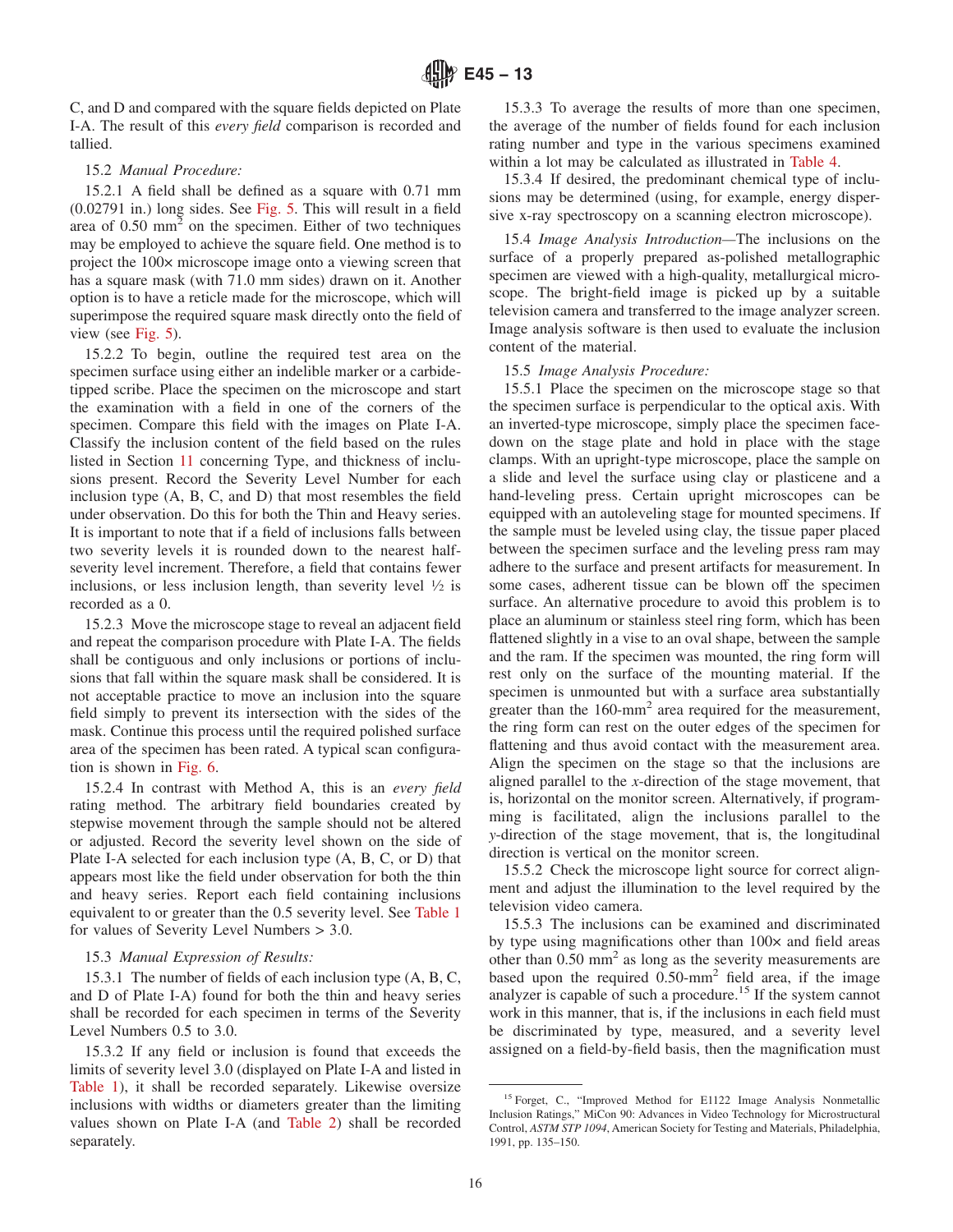C, and D and compared with the square fields depicted on Plate I-A. The result of this *every field* comparison is recorded and tallied.

15.2 *Manual Procedure:*

15.2.1 A field shall be defined as a square with 0.71 mm (0.02791 in.) long sides. See Fig. 5. This will result in a field area of 0.50 mm$^2$ on the specimen. Either of two techniques may be employed to achieve the square field. One method is to project the 100× microscope image onto a viewing screen that has a square mask (with 71.0 mm sides) drawn on it. Another option is to have a reticle made for the microscope, which will superimpose the required square mask directly onto the field of view (see Fig. 5).

15.2.2 To begin, outline the required test area on the specimen surface using either an indelible marker or a carbide-tipped scribe. Place the specimen on the microscope and start the examination with a field in one of the corners of the specimen. Compare this field with the images on Plate I-A. Classify the inclusion content of the field based on the rules listed in Section 11 concerning Type, and thickness of inclusions present. Record the Severity Level Number for each inclusion type (A, B, C, and D) that most resembles the field under observation. Do this for both the Thin and Heavy series. It is important to note that if a field of inclusions falls between two severity levels it is rounded down to the nearest half-severity level increment. Therefore, a field that contains fewer inclusions, or less inclusion length, than severity level ½ is recorded as a 0.

15.2.3 Move the microscope stage to reveal an adjacent field and repeat the comparison procedure with Plate I-A. The fields shall be contiguous and only inclusions or portions of inclusions that fall within the square mask shall be considered. It is not acceptable practice to move an inclusion into the square field simply to prevent its intersection with the sides of the mask. Continue this process until the required polished surface area of the specimen has been rated. A typical scan configuration is shown in Fig. 6.

15.2.4 In contrast with Method A, this is an *every field* rating method. The arbitrary field boundaries created by stepwise movement through the sample should not be altered or adjusted. Record the severity level shown on the side of Plate I-A selected for each inclusion type (A, B, C, or D) that appears most like the field under observation for both the thin and heavy series. Report each field containing inclusions equivalent to or greater than the 0.5 severity level. See Table 1 for values of Severity Level Numbers > 3.0.

15.3 *Manual Expression of Results:*

15.3.1 The number of fields of each inclusion type (A, B, C, and D of Plate I-A) found for both the thin and heavy series shall be recorded for each specimen in terms of the Severity Level Numbers 0.5 to 3.0.

15.3.2 If any field or inclusion is found that exceeds the limits of severity level 3.0 (displayed on Plate I-A and listed in Table 1), it shall be recorded separately. Likewise oversize inclusions with widths or diameters greater than the limiting values shown on Plate I-A (and Table 2) shall be recorded separately.

15.3.3 To average the results of more than one specimen, the average of the number of fields found for each inclusion rating number and type in the various specimens examined within a lot may be calculated as illustrated in Table 4.

15.3.4 If desired, the predominant chemical type of inclusions may be determined (using, for example, energy dispersive x-ray spectroscopy on a scanning electron microscope).

15.4 *Image Analysis Introduction*—The inclusions on the surface of a properly prepared as-polished metallographic specimen are viewed with a high-quality, metallurgical microscope. The bright-field image is picked up by a suitable television camera and transferred to the image analyzer screen. Image analysis software is then used to evaluate the inclusion content of the material.

15.5 *Image Analysis Procedure:*

15.5.1 Place the specimen on the microscope stage so that the specimen surface is perpendicular to the optical axis. With an inverted-type microscope, simply place the specimen face-down on the stage plate and hold in place with the stage clamps. With an upright-type microscope, place the sample on a slide and level the surface using clay or plasticene and a hand-leveling press. Certain upright microscopes can be equipped with an autoleveling stage for mounted specimens. If the sample must be leveled using clay, the tissue paper placed between the specimen surface and the leveling press ram may adhere to the surface and present artifacts for measurement. In some cases, adherent tissue can be blown off the specimen surface. An alternative procedure to avoid this problem is to place an aluminum or stainless steel ring form, which has been flattened slightly in a vise to an oval shape, between the sample and the ram. If the specimen was mounted, the ring form will rest only on the surface of the mounting material. If the specimen is unmounted but with a surface area substantially greater than the 160-mm$^2$ area required for the measurement, the ring form can rest on the outer edges of the specimen for flattening and thus avoid contact with the measurement area. Align the specimen on the stage so that the inclusions are aligned parallel to the *x*-direction of the stage movement, that is, horizontal on the monitor screen. Alternatively, if programming is facilitated, align the inclusions parallel to the *y*-direction of the stage movement, that is, the longitudinal direction is vertical on the monitor screen.

15.5.2 Check the microscope light source for correct alignment and adjust the illumination to the level required by the television video camera.

15.5.3 The inclusions can be examined and discriminated by type using magnifications other than 100× and field areas other than 0.50 mm$^2$ as long as the severity measurements are based upon the required 0.50-mm$^2$ field area, if the image analyzer is capable of such a procedure.[15] If the system cannot work in this manner, that is, if the inclusions in each field must be discriminated by type, measured, and a severity level assigned on a field-by-field basis, then the magnification must

---

[15] Forget, C., "Improved Method for E1122 Image Analysis Nonmetallic Inclusion Ratings," MiCon 90: Advances in Video Technology for Microstructural Control, *ASTM STP 1094*, American Society for Testing and Materials, Philadelphia, 1991, pp. 135–150.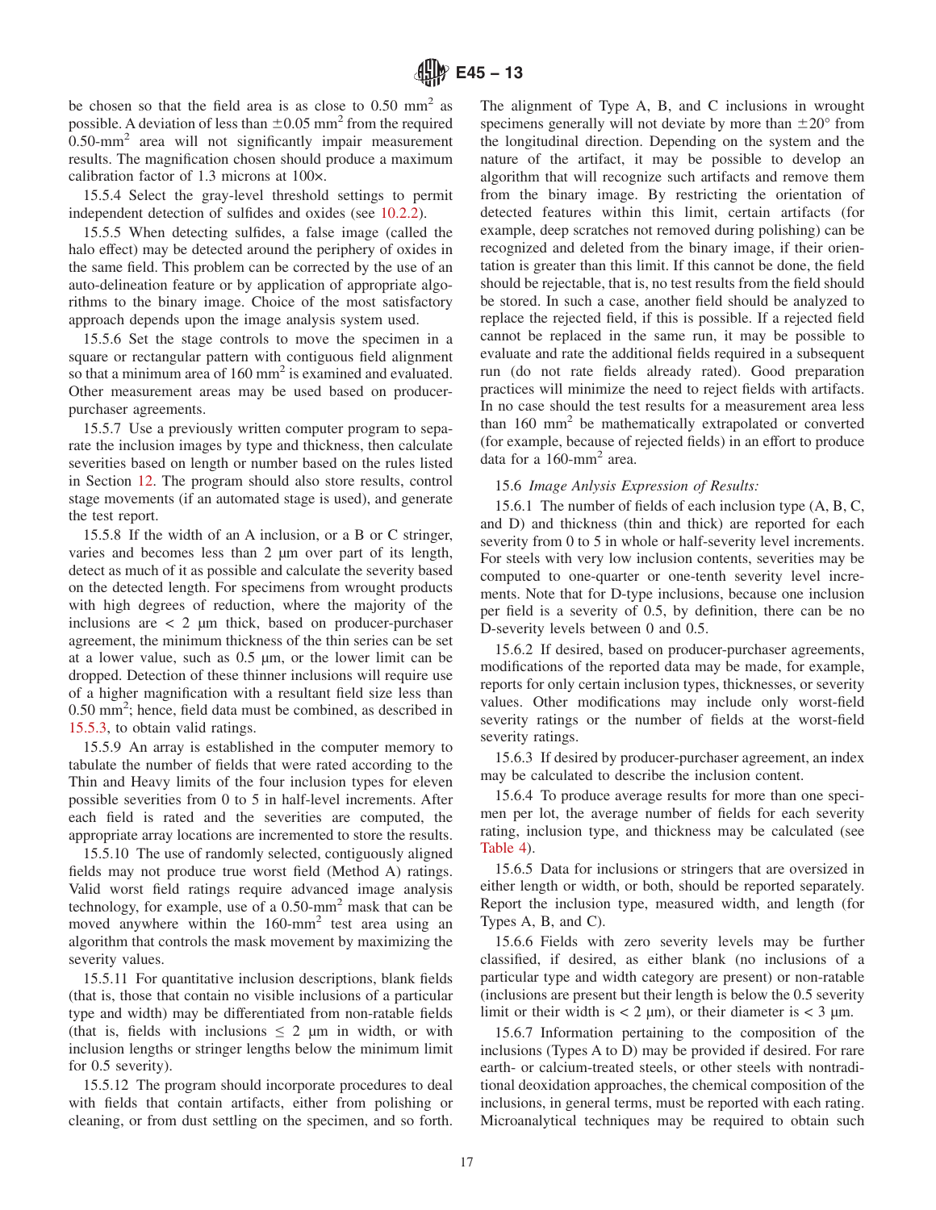be chosen so that the field area is as close to 0.50 mm$^2$ as possible. A deviation of less than ±0.05 mm$^2$ from the required 0.50-mm$^2$ area will not significantly impair measurement results. The magnification chosen should produce a maximum calibration factor of 1.3 microns at 100×.

15.5.4 Select the gray-level threshold settings to permit independent detection of sulfides and oxides (see 10.2.2).

15.5.5 When detecting sulfides, a false image (called the halo effect) may be detected around the periphery of oxides in the same field. This problem can be corrected by the use of an auto-delineation feature or by application of appropriate algorithms to the binary image. Choice of the most satisfactory approach depends upon the image analysis system used.

15.5.6 Set the stage controls to move the specimen in a square or rectangular pattern with contiguous field alignment so that a minimum area of 160 mm$^2$ is examined and evaluated. Other measurement areas may be used based on producer-purchaser agreements.

15.5.7 Use a previously written computer program to separate the inclusion images by type and thickness, then calculate severities based on length or number based on the rules listed in Section 12. The program should also store results, control stage movements (if an automated stage is used), and generate the test report.

15.5.8 If the width of an A inclusion, or a B or C stringer, varies and becomes less than 2 µm over part of its length, detect as much of it as possible and calculate the severity based on the detected length. For specimens from wrought products with high degrees of reduction, where the majority of the inclusions are < 2 µm thick, based on producer-purchaser agreement, the minimum thickness of the thin series can be set at a lower value, such as 0.5 µm, or the lower limit can be dropped. Detection of these thinner inclusions will require use of a higher magnification with a resultant field size less than 0.50 mm$^2$; hence, field data must be combined, as described in 15.5.3, to obtain valid ratings.

15.5.9 An array is established in the computer memory to tabulate the number of fields that were rated according to the Thin and Heavy limits of the four inclusion types for eleven possible severities from 0 to 5 in half-level increments. After each field is rated and the severities are computed, the appropriate array locations are incremented to store the results.

15.5.10 The use of randomly selected, contiguously aligned fields may not produce true worst field (Method A) ratings. Valid worst field ratings require advanced image analysis technology, for example, use of a 0.50-mm$^2$ mask that can be moved anywhere within the 160-mm$^2$ test area using an algorithm that controls the mask movement by maximizing the severity values.

15.5.11 For quantitative inclusion descriptions, blank fields (that is, those that contain no visible inclusions of a particular type and width) may be differentiated from non-ratable fields (that is, fields with inclusions ≤ 2 µm in width, or with inclusion lengths or stringer lengths below the minimum limit for 0.5 severity).

15.5.12 The program should incorporate procedures to deal with fields that contain artifacts, either from polishing or cleaning, or from dust settling on the specimen, and so forth. The alignment of Type A, B, and C inclusions in wrought specimens generally will not deviate by more than ±20° from the longitudinal direction. Depending on the system and the nature of the artifact, it may be possible to develop an algorithm that will recognize such artifacts and remove them from the binary image. By restricting the orientation of detected features within this limit, certain artifacts (for example, deep scratches not removed during polishing) can be recognized and deleted from the binary image, if their orientation is greater than this limit. If this cannot be done, the field should be rejectable, that is, no test results from the field should be stored. In such a case, another field should be analyzed to replace the rejected field, if this is possible. If a rejected field cannot be replaced in the same run, it may be possible to evaluate and rate the additional fields required in a subsequent run (do not rate fields already rated). Good preparation practices will minimize the need to reject fields with artifacts. In no case should the test results for a measurement area less than 160 mm$^2$ be mathematically extrapolated or converted (for example, because of rejected fields) in an effort to produce data for a 160-mm$^2$ area.

15.6 *Image Anlysis Expression of Results:*

15.6.1 The number of fields of each inclusion type (A, B, C, and D) and thickness (thin and thick) are reported for each severity from 0 to 5 in whole or half-severity level increments. For steels with very low inclusion contents, severities may be computed to one-quarter or one-tenth severity level increments. Note that for D-type inclusions, because one inclusion per field is a severity of 0.5, by definition, there can be no D-severity levels between 0 and 0.5.

15.6.2 If desired, based on producer-purchaser agreements, modifications of the reported data may be made, for example, reports for only certain inclusion types, thicknesses, or severity values. Other modifications may include only worst-field severity ratings or the number of fields at the worst-field severity ratings.

15.6.3 If desired by producer-purchaser agreement, an index may be calculated to describe the inclusion content.

15.6.4 To produce average results for more than one specimen per lot, the average number of fields for each severity rating, inclusion type, and thickness may be calculated (see Table 4).

15.6.5 Data for inclusions or stringers that are oversized in either length or width, or both, should be reported separately. Report the inclusion type, measured width, and length (for Types A, B, and C).

15.6.6 Fields with zero severity levels may be further classified, if desired, as either blank (no inclusions of a particular type and width category are present) or non-ratable (inclusions are present but their length is below the 0.5 severity limit or their width is < 2 µm), or their diameter is < 3 µm.

15.6.7 Information pertaining to the composition of the inclusions (Types A to D) may be provided if desired. For rare earth- or calcium-treated steels, or other steels with nontraditional deoxidation approaches, the chemical composition of the inclusions, in general terms, must be reported with each rating. Microanalytical techniques may be required to obtain such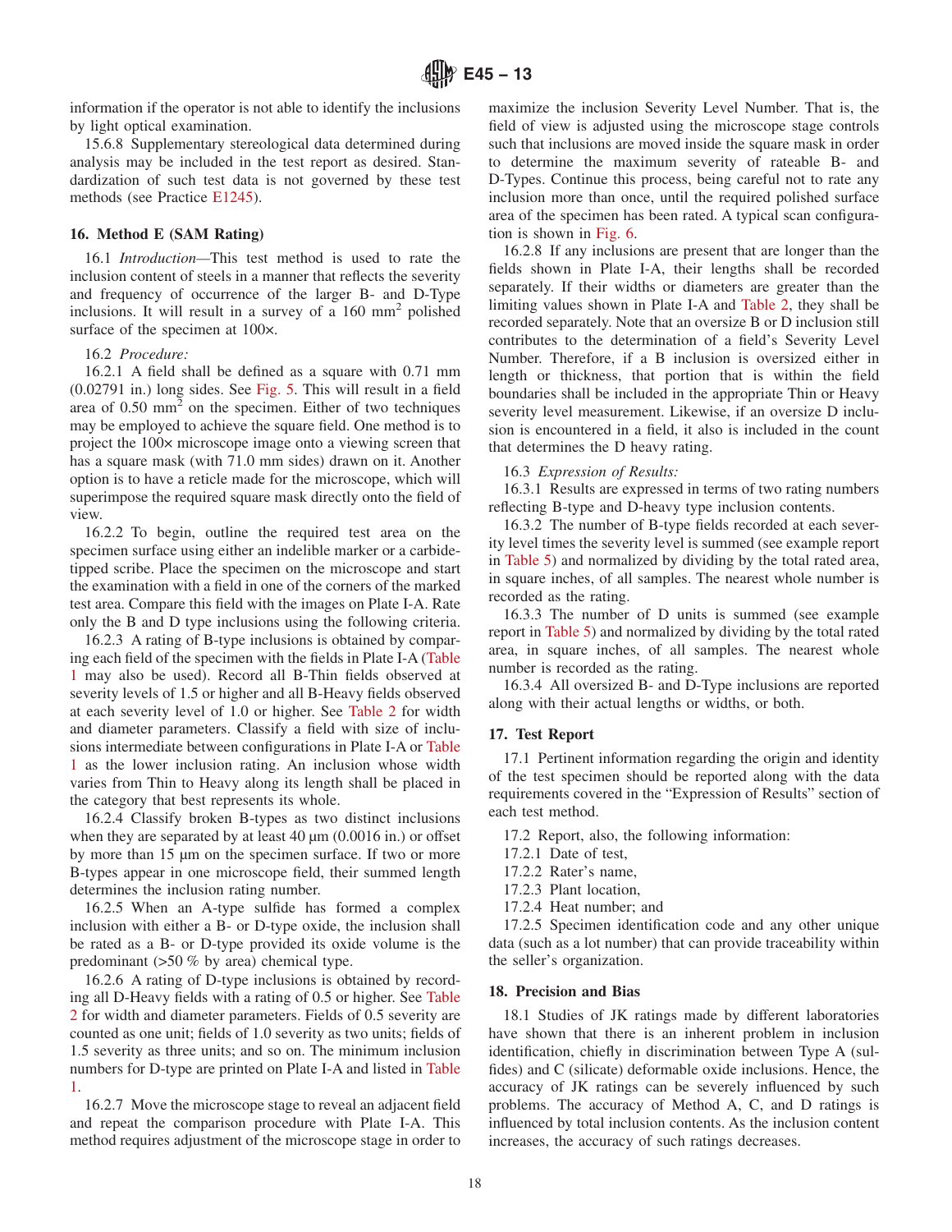information if the operator is not able to identify the inclusions by light optical examination.

15.6.8 Supplementary stereological data determined during analysis may be included in the test report as desired. Standardization of such test data is not governed by these test methods (see Practice E1245).

## 16. Method E (SAM Rating)

16.1 *Introduction*—This test method is used to rate the inclusion content of steels in a manner that reflects the severity and frequency of occurrence of the larger B- and D-Type inclusions. It will result in a survey of a 160 mm$^2$ polished surface of the specimen at 100×.

16.2 *Procedure:*

16.2.1 A field shall be defined as a square with 0.71 mm (0.02791 in.) long sides. See Fig. 5. This will result in a field area of 0.50 mm$^2$ on the specimen. Either of two techniques may be employed to achieve the square field. One method is to project the 100× microscope image onto a viewing screen that has a square mask (with 71.0 mm sides) drawn on it. Another option is to have a reticle made for the microscope, which will superimpose the required square mask directly onto the field of view.

16.2.2 To begin, outline the required test area on the specimen surface using either an indelible marker or a carbide-tipped scribe. Place the specimen on the microscope and start the examination with a field in one of the corners of the marked test area. Compare this field with the images on Plate I-A. Rate only the B and D type inclusions using the following criteria.

16.2.3 A rating of B-type inclusions is obtained by comparing each field of the specimen with the fields in Plate I-A (Table 1 may also be used). Record all B-Thin fields observed at severity levels of 1.5 or higher and all B-Heavy fields observed at each severity level of 1.0 or higher. See Table 2 for width and diameter parameters. Classify a field with size of inclusions intermediate between configurations in Plate I-A or Table 1 as the lower inclusion rating. An inclusion whose width varies from Thin to Heavy along its length shall be placed in the category that best represents its whole.

16.2.4 Classify broken B-types as two distinct inclusions when they are separated by at least 40 µm (0.0016 in.) or offset by more than 15 µm on the specimen surface. If two or more B-types appear in one microscope field, their summed length determines the inclusion rating number.

16.2.5 When an A-type sulfide has formed a complex inclusion with either a B- or D-type oxide, the inclusion shall be rated as a B- or D-type provided its oxide volume is the predominant (>50 % by area) chemical type.

16.2.6 A rating of D-type inclusions is obtained by recording all D-Heavy fields with a rating of 0.5 or higher. See Table 2 for width and diameter parameters. Fields of 0.5 severity are counted as one unit; fields of 1.0 severity as two units; fields of 1.5 severity as three units; and so on. The minimum inclusion numbers for D-type are printed on Plate I-A and listed in Table 1.

16.2.7 Move the microscope stage to reveal an adjacent field and repeat the comparison procedure with Plate I-A. This method requires adjustment of the microscope stage in order to maximize the inclusion Severity Level Number. That is, the field of view is adjusted using the microscope stage controls such that inclusions are moved inside the square mask in order to determine the maximum severity of rateable B- and D-Types. Continue this process, being careful not to rate any inclusion more than once, until the required polished surface area of the specimen has been rated. A typical scan configuration is shown in Fig. 6.

16.2.8 If any inclusions are present that are longer than the fields shown in Plate I-A, their lengths shall be recorded separately. If their widths or diameters are greater than the limiting values shown in Plate I-A and Table 2, they shall be recorded separately. Note that an oversize B or D inclusion still contributes to the determination of a field's Severity Level Number. Therefore, if a B inclusion is oversized either in length or thickness, that portion that is within the field boundaries shall be included in the appropriate Thin or Heavy severity level measurement. Likewise, if an oversize D inclusion is encountered in a field, it also is included in the count that determines the D heavy rating.

16.3 *Expression of Results:*

16.3.1 Results are expressed in terms of two rating numbers reflecting B-type and D-heavy type inclusion contents.

16.3.2 The number of B-type fields recorded at each severity level times the severity level is summed (see example report in Table 5) and normalized by dividing by the total rated area, in square inches, of all samples. The nearest whole number is recorded as the rating.

16.3.3 The number of D units is summed (see example report in Table 5) and normalized by dividing by the total rated area, in square inches, of all samples. The nearest whole number is recorded as the rating.

16.3.4 All oversized B- and D-Type inclusions are reported along with their actual lengths or widths, or both.

## 17. Test Report

17.1 Pertinent information regarding the origin and identity of the test specimen should be reported along with the data requirements covered in the "Expression of Results" section of each test method.

17.2 Report, also, the following information:

17.2.1 Date of test,

17.2.2 Rater's name,

17.2.3 Plant location,

17.2.4 Heat number; and

17.2.5 Specimen identification code and any other unique data (such as a lot number) that can provide traceability within the seller's organization.

## 18. Precision and Bias

18.1 Studies of JK ratings made by different laboratories have shown that there is an inherent problem in inclusion identification, chiefly in discrimination between Type A (sulfides) and C (silicate) deformable oxide inclusions. Hence, the accuracy of JK ratings can be severely influenced by such problems. The accuracy of Method A, C, and D ratings is influenced by total inclusion contents. As the inclusion content increases, the accuracy of such ratings decreases.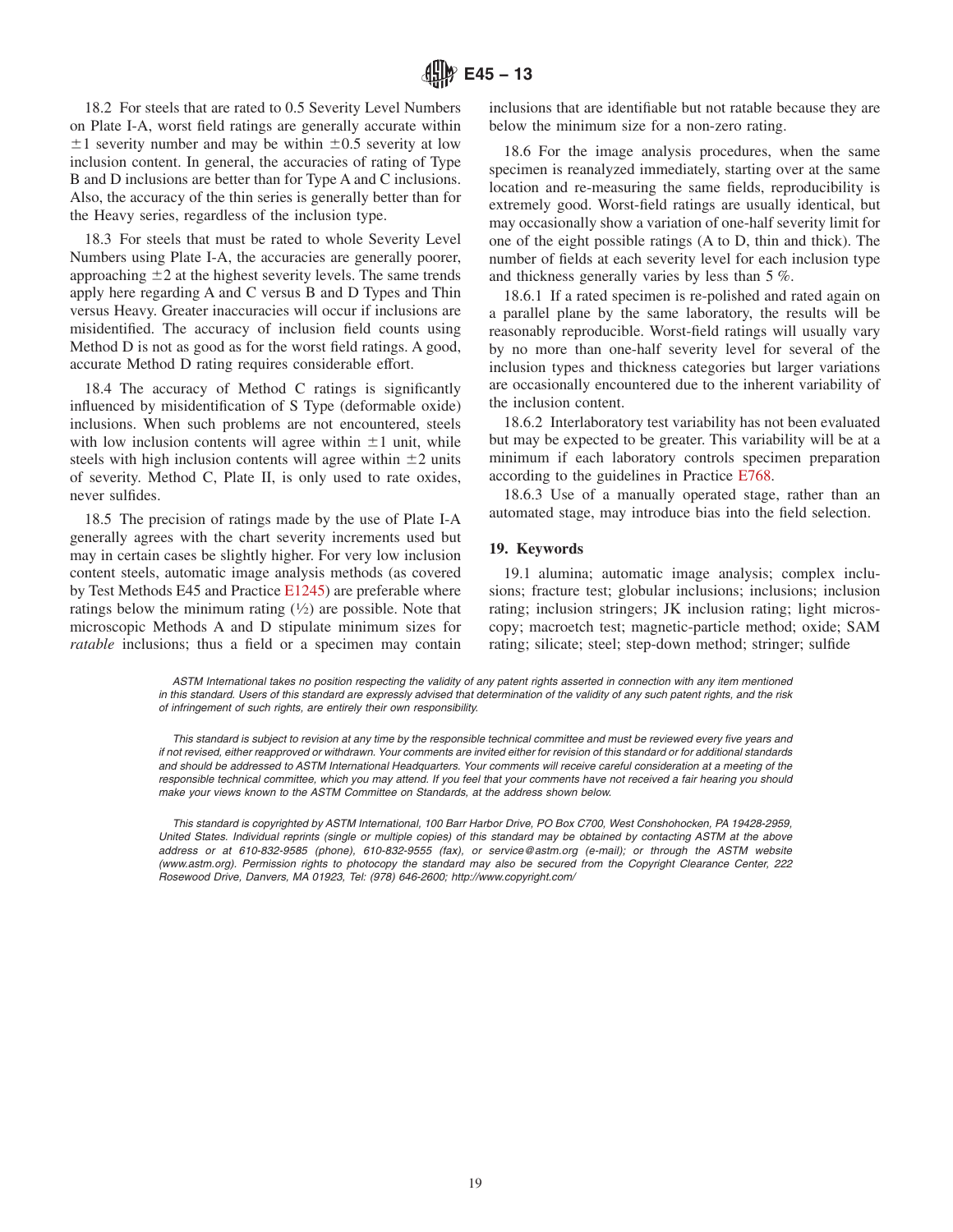18.2 For steels that are rated to 0.5 Severity Level Numbers on Plate I-A, worst field ratings are generally accurate within ±1 severity number and may be within ±0.5 severity at low inclusion content. In general, the accuracies of rating of Type B and D inclusions are better than for Type A and C inclusions. Also, the accuracy of the thin series is generally better than for the Heavy series, regardless of the inclusion type.

18.3 For steels that must be rated to whole Severity Level Numbers using Plate I-A, the accuracies are generally poorer, approaching ±2 at the highest severity levels. The same trends apply here regarding A and C versus B and D Types and Thin versus Heavy. Greater inaccuracies will occur if inclusions are misidentified. The accuracy of inclusion field counts using Method D is not as good as for the worst field ratings. A good, accurate Method D rating requires considerable effort.

18.4 The accuracy of Method C ratings is significantly influenced by misidentification of S Type (deformable oxide) inclusions. When such problems are not encountered, steels with low inclusion contents will agree within ±1 unit, while steels with high inclusion contents will agree within ±2 units of severity. Method C, Plate II, is only used to rate oxides, never sulfides.

18.5 The precision of ratings made by the use of Plate I-A generally agrees with the chart severity increments used but may in certain cases be slightly higher. For very low inclusion content steels, automatic image analysis methods (as covered by Test Methods E45 and Practice E1245) are preferable where ratings below the minimum rating (½) are possible. Note that microscopic Methods A and D stipulate minimum sizes for *ratable* inclusions; thus a field or a specimen may contain inclusions that are identifiable but not ratable because they are below the minimum size for a non-zero rating.

18.6 For the image analysis procedures, when the same specimen is reanalyzed immediately, starting over at the same location and re-measuring the same fields, reproducibility is extremely good. Worst-field ratings are usually identical, but may occasionally show a variation of one-half severity limit for one of the eight possible ratings (A to D, thin and thick). The number of fields at each severity level for each inclusion type and thickness generally varies by less than 5 %.

18.6.1 If a rated specimen is re-polished and rated again on a parallel plane by the same laboratory, the results will be reasonably reproducible. Worst-field ratings will usually vary by no more than one-half severity level for several of the inclusion types and thickness categories but larger variations are occasionally encountered due to the inherent variability of the inclusion content.

18.6.2 Interlaboratory test variability has not been evaluated but may be expected to be greater. This variability will be at a minimum if each laboratory controls specimen preparation according to the guidelines in Practice E768.

18.6.3 Use of a manually operated stage, rather than an automated stage, may introduce bias into the field selection.

## 19. Keywords

19.1 alumina; automatic image analysis; complex inclusions; fracture test; globular inclusions; inclusions; inclusion rating; inclusion stringers; JK inclusion rating; light microscopy; macroetch test; magnetic-particle method; oxide; SAM rating; silicate; steel; step-down method; stringer; sulfide

*ASTM International takes no position respecting the validity of any patent rights asserted in connection with any item mentioned in this standard. Users of this standard are expressly advised that determination of the validity of any such patent rights, and the risk of infringement of such rights, are entirely their own responsibility.*

*This standard is subject to revision at any time by the responsible technical committee and must be reviewed every five years and if not revised, either reapproved or withdrawn. Your comments are invited either for revision of this standard or for additional standards and should be addressed to ASTM International Headquarters. Your comments will receive careful consideration at a meeting of the responsible technical committee, which you may attend. If you feel that your comments have not received a fair hearing you should make your views known to the ASTM Committee on Standards, at the address shown below.*

*This standard is copyrighted by ASTM International, 100 Barr Harbor Drive, PO Box C700, West Conshohocken, PA 19428-2959, United States. Individual reprints (single or multiple copies) of this standard may be obtained by contacting ASTM at the above address or at 610-832-9585 (phone), 610-832-9555 (fax), or service@astm.org (e-mail); or through the ASTM website (www.astm.org). Permission rights to photocopy the standard may also be secured from the Copyright Clearance Center, 222 Rosewood Drive, Danvers, MA 01923, Tel: (978) 646-2600; http://www.copyright.com/*